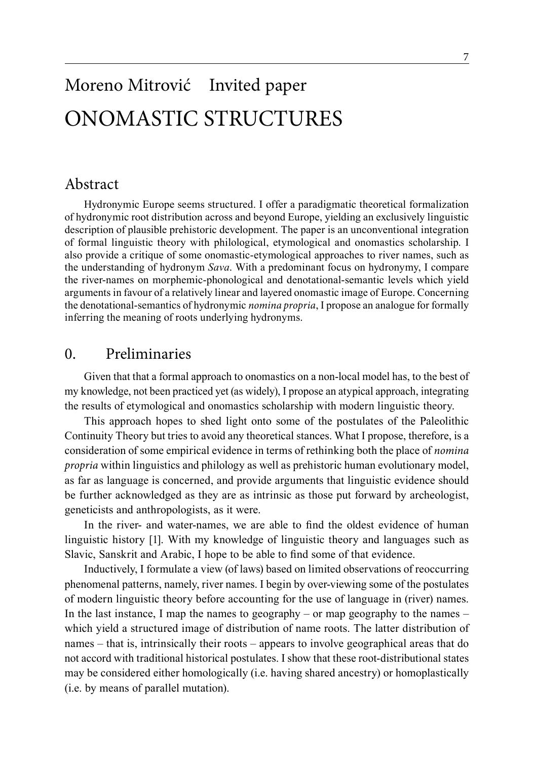Moreno Mitrović Invited paper

# ONOMASTIC STRUCTURES

## Abstract

Hydronymic Europe seems structured. I offer a paradigmatic theoretical formalization of hydronymic root distribution across and beyond Europe, yielding an exclusively linguistic description of plausible prehistoric development. The paper is an unconventional integration of formal linguistic theory with philological, etymological and onomastics scholarship. I also provide a critique of some onomastic-etymological approaches to river names, such as the understanding of hydronym *Sava*. With a predominant focus on hydronymy, I compare the river-names on morphemic-phonological and denotational-semantic levels which yield arguments in favour of a relatively linear and layered onomastic image of Europe. Concerning the denotational-semantics of hydronymic *nomina propria*, I propose an analogue for formally inferring the meaning of roots underlying hydronyms.

## 0. Preliminaries

Given that that a formal approach to onomastics on a non-local model has, to the best of my knowledge, not been practiced yet (as widely), I propose an atypical approach, integrating the results of etymological and onomastics scholarship with modern linguistic theory.

This approach hopes to shed light onto some of the postulates of the Paleolithic Continuity Theory but tries to avoid any theoretical stances. What I propose, therefore, is a consideration of some empirical evidence in terms of rethinking both the place of *nomina propria* within linguistics and philology as well as prehistoric human evolutionary model, as far as language is concerned, and provide arguments that linguistic evidence should be further acknowledged as they are as intrinsic as those put forward by archeologist, geneticists and anthropologists, as it were.

In the river- and water-names, we are able to find the oldest evidence of human linguistic history [1]. With my knowledge of linguistic theory and languages such as Slavic, Sanskrit and Arabic, I hope to be able to find some of that evidence.

Inductively, I formulate a view (of laws) based on limited observations of reoccurring phenomenal patterns, namely, river names. I begin by over-viewing some of the postulates of modern linguistic theory before accounting for the use of language in (river) names. In the last instance, I map the names to geography – or map geography to the names – which yield a structured image of distribution of name roots. The latter distribution of names – that is, intrinsically their roots – appears to involve geographical areas that do not accord with traditional historical postulates. I show that these root-distributional states may be considered either homologically (i.e. having shared ancestry) or homoplastically (i.e. by means of parallel mutation).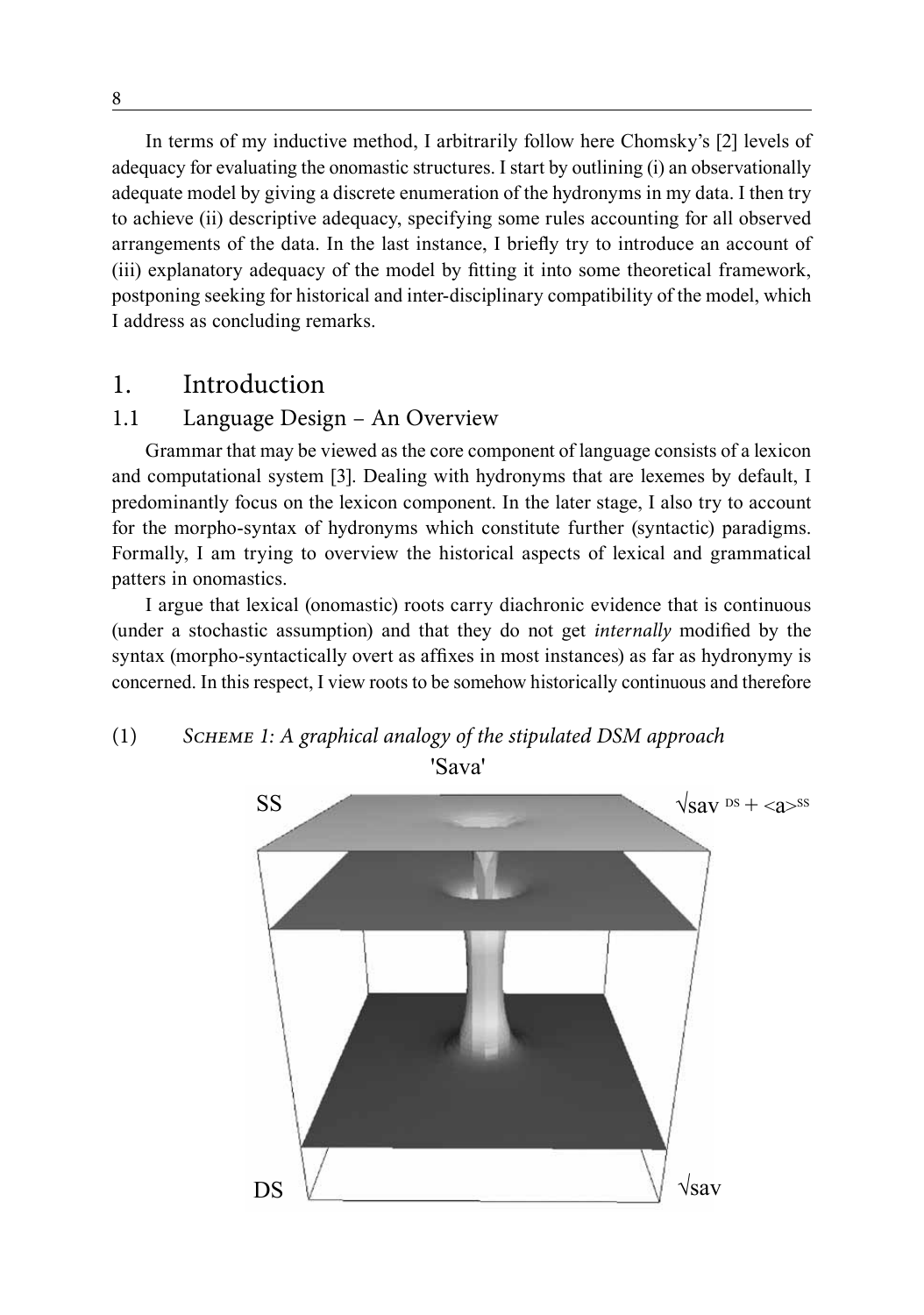In terms of my inductive method, I arbitrarily follow here Chomsky's [2] levels of adequacy for evaluating the onomastic structures. I start by outlining (i) an observationally adequate model by giving a discrete enumeration of the hydronyms in my data. I then try to achieve (ii) descriptive adequacy, specifying some rules accounting for all observed arrangements of the data. In the last instance, I briefly try to introduce an account of (iii) explanatory adequacy of the model by fitting it into some theoretical framework, postponing seeking for historical and inter-disciplinary compatibility of the model, which I address as concluding remarks.

# 1. Introduction

## 1.1 Language Design – An Overview

Grammar that may be viewed as the core component of language consists of a lexicon and computational system [3]. Dealing with hydronyms that are lexemes by default, I predominantly focus on the lexicon component. In the later stage, I also try to account for the morpho-syntax of hydronyms which constitute further (syntactic) paradigms. Formally, I am trying to overview the historical aspects of lexical and grammatical patters in onomastics.

I argue that lexical (onomastic) roots carry diachronic evidence that is continuous (under a stochastic assumption) and that they do not get *internally* modified by the syntax (morpho-syntactically overt as affixes in most instances) as far as hydronymy is concerned. In this respect, I view roots to be somehow historically continuous and therefore

(1) *Scheme 1: A graphical analogy of the stipulated DSM approach*

'Sava'

SS $\sqrt{\text{sav}}^{DS} + \langle a \rangle^{SS}$

DS $\sqrt{\text{sav}}$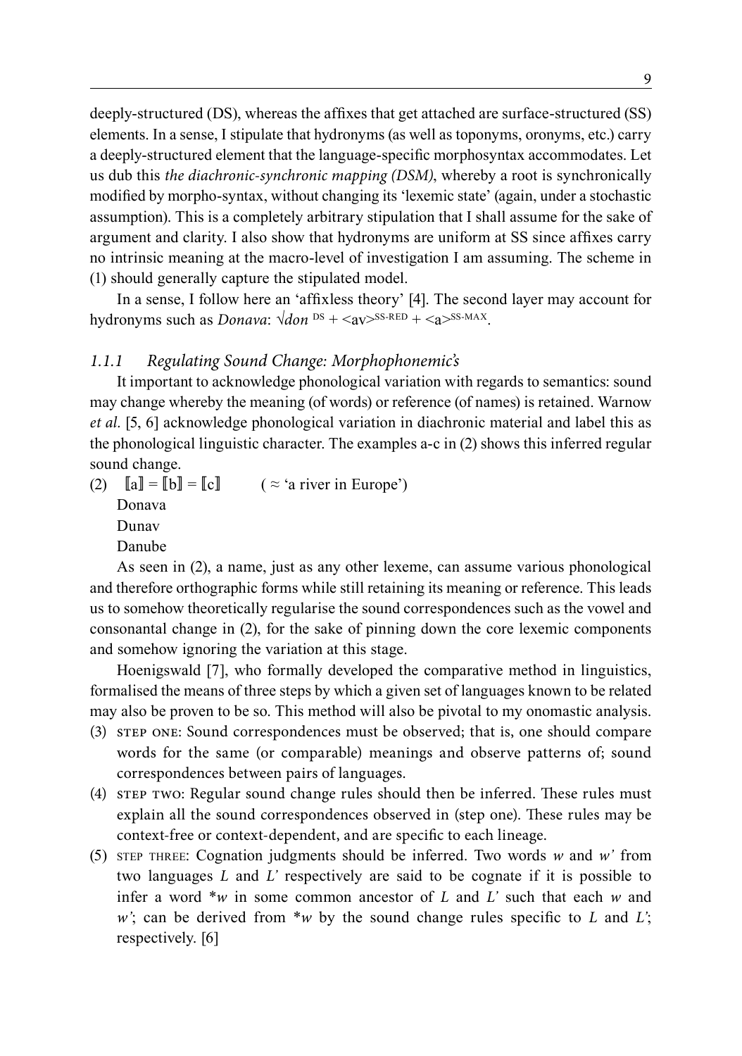deeply-structured (DS), whereas the affixes that get attached are surface-structured (SS) elements. In a sense, I stipulate that hydronyms (as well as toponyms, oronyms, etc.) carry a deeply-structured element that the language-specific morphosyntax accommodates. Let us dub this *the diachronic-synchronic mapping (DSM)*, whereby a root is synchronically modified by morpho-syntax, without changing its 'lexemic state' (again, under a stochastic assumption). This is a completely arbitrary stipulation that I shall assume for the sake of argument and clarity. I also show that hydronyms are uniform at SS since affixes carry no intrinsic meaning at the macro-level of investigation I am assuming. The scheme in (1) should generally capture the stipulated model.

In a sense, I follow here an 'affixless theory' [4]. The second layer may account for hydronyms such as *Donava*: $\sqrt{don}^{\text{DS}} + \text{<av>}^{\text{SS-RED}} + \text{<a>}^{\text{SS-MAX}}$.

### *1.1.1 Regulating Sound Change: Morphophonemic's*

It important to acknowledge phonological variation with regards to semantics: sound may change whereby the meaning (of words) or reference (of names) is retained. Warnow *et al.* [5, 6] acknowledge phonological variation in diachronic material and label this as the phonological linguistic character. The examples a-c in (2) shows this inferred regular sound change.

(2) $[\![a]\!] = [\![b]\!] = [\![c]\!]$ ( ≈ 'a river in Europe')

Donava

Dunav

Danube

As seen in (2), a name, just as any other lexeme, can assume various phonological and therefore orthographic forms while still retaining its meaning or reference. This leads us to somehow theoretically regularise the sound correspondences such as the vowel and consonantal change in (2), for the sake of pinning down the core lexemic components and somehow ignoring the variation at this stage.

Hoenigswald [7], who formally developed the comparative method in linguistics, formalised the means of three steps by which a given set of languages known to be related may also be proven to be so. This method will also be pivotal to my onomastic analysis.

(3) STEP ONE: Sound correspondences must be observed; that is, one should compare words for the same (or comparable) meanings and observe patterns of; sound correspondences between pairs of languages.

(4) STEP TWO: Regular sound change rules should then be inferred. These rules must explain all the sound correspondences observed in (step one). These rules may be context-free or context-dependent, and are specific to each lineage.

(5) STEP THREE: Cognation judgments should be inferred. Two words *w* and *w'* from two languages *L* and *L'* respectively are said to be cognate if it is possible to infer a word \**w* in some common ancestor of *L* and *L'* such that each *w* and *w'*; can be derived from \**w* by the sound change rules specific to *L* and *L'*; respectively. [6]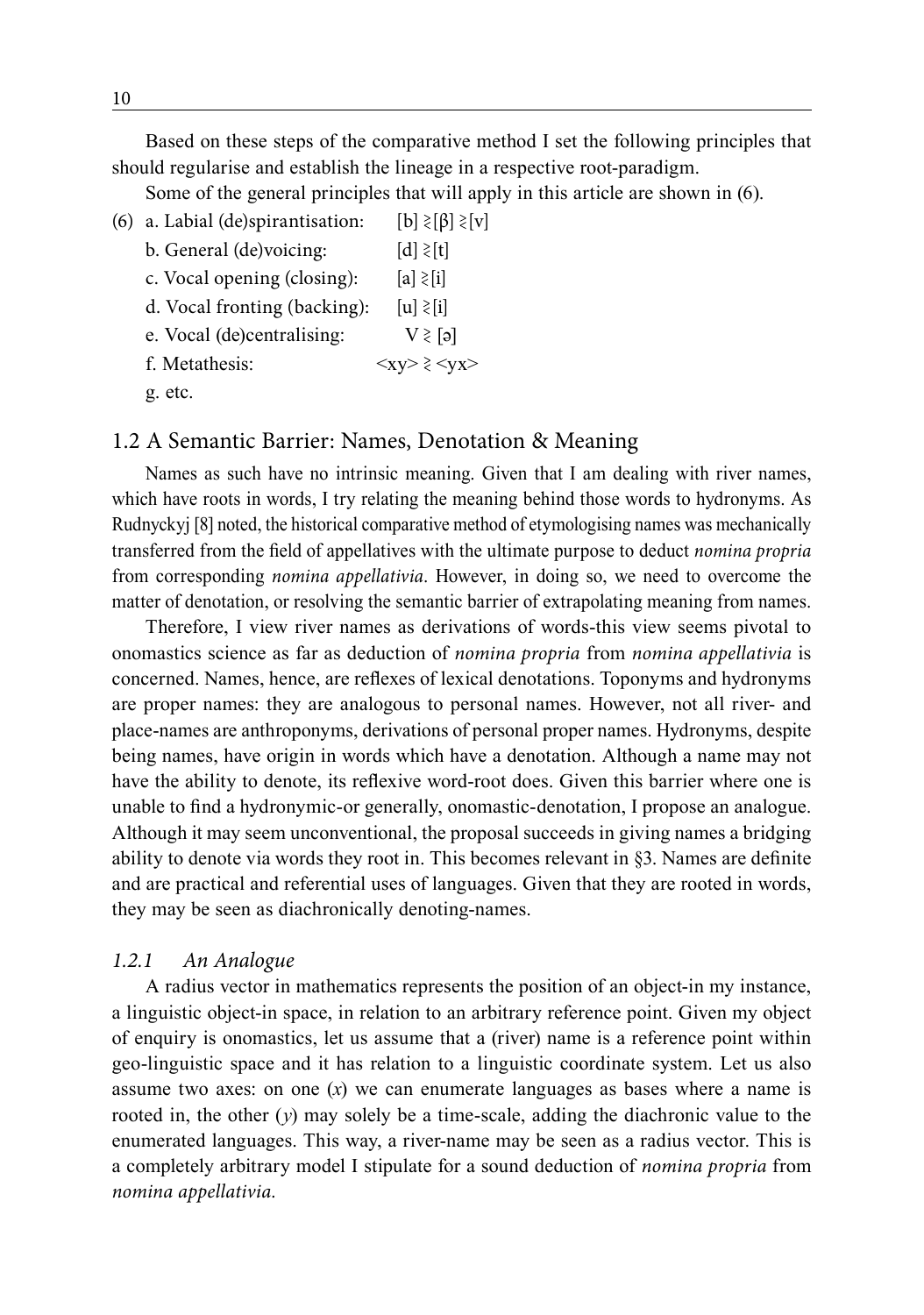Based on these steps of the comparative method I set the following principles that should regularise and establish the lineage in a respective root-paradigm.

Some of the general principles that will apply in this article are shown in (6).

(6) a. Labial (de)spirantisation: [b] ≷[β] ≷[v]
  b. General (de)voicing: [d] ≷[t]
  c. Vocal opening (closing): [a] ≷[i]
  d. Vocal fronting (backing): [u] ≷[i]
  e. Vocal (de)centralising: V ≷ [ə]
  f. Metathesis: <xy> ≷ <yx>
  g. etc.

## 1.2 A Semantic Barrier: Names, Denotation & Meaning

Names as such have no intrinsic meaning. Given that I am dealing with river names, which have roots in words, I try relating the meaning behind those words to hydronyms. As Rudnyckyj [8] noted, the historical comparative method of etymologising names was mechanically transferred from the field of appellatives with the ultimate purpose to deduct *nomina propria* from corresponding *nomina appellativia*. However, in doing so, we need to overcome the matter of denotation, or resolving the semantic barrier of extrapolating meaning from names.

Therefore, I view river names as derivations of words-this view seems pivotal to onomastics science as far as deduction of *nomina propria* from *nomina appellativia* is concerned. Names, hence, are reflexes of lexical denotations. Toponyms and hydronyms are proper names: they are analogous to personal names. However, not all river- and place-names are anthroponyms, derivations of personal proper names. Hydronyms, despite being names, have origin in words which have a denotation. Although a name may not have the ability to denote, its reflexive word-root does. Given this barrier where one is unable to find a hydronymic-or generally, onomastic-denotation, I propose an analogue. Although it may seem unconventional, the proposal succeeds in giving names a bridging ability to denote via words they root in. This becomes relevant in §3. Names are definite and are practical and referential uses of languages. Given that they are rooted in words, they may be seen as diachronically denoting-names.

### *1.2.1 An Analogue*

A radius vector in mathematics represents the position of an object-in my instance, a linguistic object-in space, in relation to an arbitrary reference point. Given my object of enquiry is onomastics, let us assume that a (river) name is a reference point within geo-linguistic space and it has relation to a linguistic coordinate system. Let us also assume two axes: on one ($x$) we can enumerate languages as bases where a name is rooted in, the other ($y$) may solely be a time-scale, adding the diachronic value to the enumerated languages. This way, a river-name may be seen as a radius vector. This is a completely arbitrary model I stipulate for a sound deduction of *nomina propria* from *nomina appellativia*.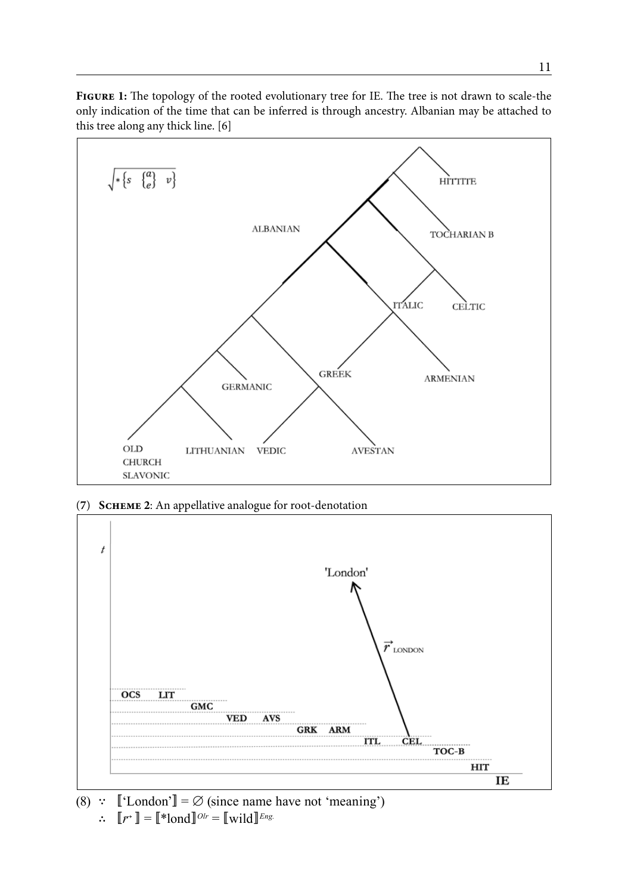**Figure 1:** The topology of the rooted evolutionary tree for IE. The tree is not drawn to scale-the only indication of the time that can be inferred is through ancestry. Albanian may be attached to this tree along any thick line. [6]

$\sqrt{*\left\{s \quad \begin{Bmatrix} a \\ e \end{Bmatrix} \quad v\right\}}$

HITTITE

ALBANIAN

TOCHARIAN B

ITALIC

CELTIC

GREEK

ARMENIAN

GERMANIC

OLD CHURCH SLAVONIC

LITHUANIAN

VEDIC

AVESTAN

(7) **Scheme 2**: An appellative analogue for root-denotation

$t$

'London'

$\vec{r}_{\text{LONDON}}$

OCS LIT

GMC

VED AVS

GRK ARM

ITL CEL

TOC-B

HIT

IE

(8) $\because$ ⟦'London'⟧ = ∅ (since name have not 'meaning')

$\therefore$ ⟦$\vec{r}$⟧ = ⟦*lond⟧$^{OIr}$ = ⟦wild⟧$^{Eng.}$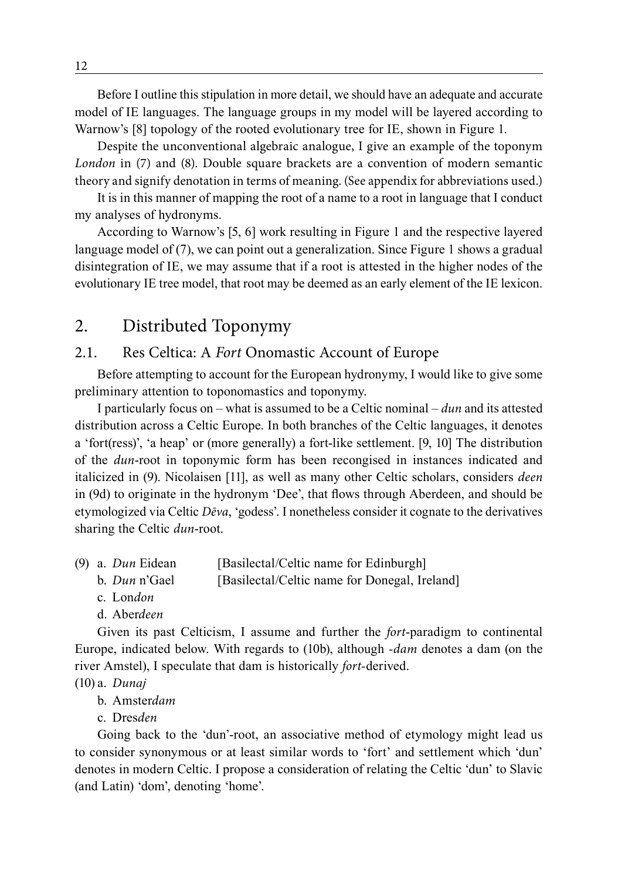Before I outline this stipulation in more detail, we should have an adequate and accurate model of IE languages. The language groups in my model will be layered according to Warnow's [8] topology of the rooted evolutionary tree for IE, shown in Figure 1.

Despite the unconventional algebraic analogue, I give an example of the toponym *London* in (7) and (8). Double square brackets are a convention of modern semantic theory and signify denotation in terms of meaning. (See appendix for abbreviations used.)

It is in this manner of mapping the root of a name to a root in language that I conduct my analyses of hydronyms.

According to Warnow's [5, 6] work resulting in Figure 1 and the respective layered language model of (7), we can point out a generalization. Since Figure 1 shows a gradual disintegration of IE, we may assume that if a root is attested in the higher nodes of the evolutionary IE tree model, that root may be deemed as an early element of the IE lexicon.

## 2. Distributed Toponymy

### 2.1. Res Celtica: A *Fort* Onomastic Account of Europe

Before attempting to account for the European hydronymy, I would like to give some preliminary attention to toponomastics and toponymy.

I particularly focus on – what is assumed to be a Celtic nominal – *dun* and its attested distribution across a Celtic Europe. In both branches of the Celtic languages, it denotes a 'fort(ress)', 'a heap' or (more generally) a fort-like settlement. [9, 10] The distribution of the *dun*-root in toponymic form has been recongised in instances indicated and italicized in (9). Nicolaisen [11], as well as many other Celtic scholars, considers *deen* in (9d) to originate in the hydronym 'Dee', that flows through Aberdeen, and should be etymologized via Celtic *Dēva*, 'godess'. I nonetheless consider it cognate to the derivatives sharing the Celtic *dun*-root.

(9) a. *Dun* Eidean [Basilectal/Celtic name for Edinburgh]

b. *Dun* n'Gael [Basilectal/Celtic name for Donegal, Ireland]

c. Lon*don*

d. Aber*deen*

Given its past Celticism, I assume and further the *fort*-paradigm to continental Europe, indicated below. With regards to (10b), although *-dam* denotes a dam (on the river Amstel), I speculate that dam is historically *fort*-derived.

(10) a. *Dunaj*

b. Amster*dam*

c. Dres*den*

Going back to the 'dun'-root, an associative method of etymology might lead us to consider synonymous or at least similar words to 'fort' and settlement which 'dun' denotes in modern Celtic. I propose a consideration of relating the Celtic 'dun' to Slavic (and Latin) 'dom', denoting 'home'.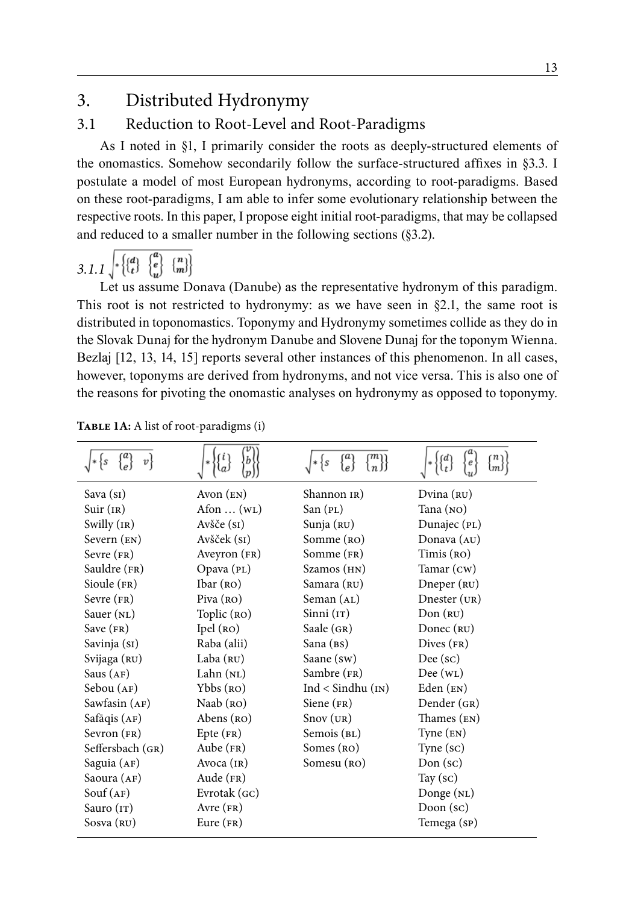# 3. Distributed Hydronymy

## 3.1 Reduction to Root-Level and Root-Paradigms

As I noted in §1, I primarily consider the roots as deeply-structured elements of the onomastics. Somehow secondarily follow the surface-structured affixes in §3.3. I postulate a model of most European hydronyms, according to root-paradigms. Based on these root-paradigms, I am able to infer some evolutionary relationship between the respective roots. In this paper, I propose eight initial root-paradigms, that may be collapsed and reduced to a smaller number in the following sections (§3.2).

### *3.1.1* $\sqrt{*\left\{\begin{Bmatrix}d\\t\end{Bmatrix}\ \begin{Bmatrix}a\\e\\u\end{Bmatrix}\ \begin{Bmatrix}n\\m\end{Bmatrix}\right\}}$

Let us assume Donava (Danube) as the representative hydronym of this paradigm. This root is not restricted to hydronymy: as we have seen in §2.1, the same root is distributed in toponomastics. Toponymy and Hydronymy sometimes collide as they do in the Slovak Dunaj for the hydronym Danube and Slovene Dunaj for the toponym Wienna. Bezlaj [12, 13, 14, 15] reports several other instances of this phenomenon. In all cases, however, toponyms are derived from hydronyms, and not vice versa. This is also one of the reasons for pivoting the onomastic analyses on hydronymy as opposed to toponymy.

**Table 1A:** A list of root-paradigms (i)

| $\sqrt{*\left\{s\ \begin{Bmatrix}a\\e\end{Bmatrix}\ v\right\}}$ | $\sqrt{*\left\{\begin{Bmatrix}i\\a\end{Bmatrix}\ \begin{Bmatrix}v\\b\\p\end{Bmatrix}\right\}}$ | $\sqrt{*\left\{s\ \begin{Bmatrix}a\\e\end{Bmatrix}\ \begin{Bmatrix}m\\n\end{Bmatrix}\right\}}$ | $\sqrt{*\left\{\begin{Bmatrix}d\\t\end{Bmatrix}\ \begin{Bmatrix}a\\e\\u\end{Bmatrix}\ \begin{Bmatrix}n\\m\end{Bmatrix}\right\}}$ |
|---|---|---|---|
| Sava (SI) | Avon (EN) | Shannon IR) | Dvina (RU) |
| Suir (IR) | Afon … (WL) | San (PL) | Tana (NO) |
| Swilly (IR) | Avšče (SI) | Sunja (RU) | Dunajec (PL) |
| Severn (EN) | Avšček (SI) | Somme (RO) | Donava (AU) |
| Sevre (FR) | Aveyron (FR) | Somme (FR) | Timis (RO) |
| Sauldre (FR) | Opava (PL) | Szamos (HN) | Tamar (CW) |
| Sioule (FR) | Ibar (RO) | Samara (RU) | Dneper (RU) |
| Sevre (FR) | Piva (RO) | Seman (AL) | Dnester (UR) |
| Sauer (NL) | Toplic (RO) | Sinni (IT) | Don (RU) |
| Save (FR) | Ipel (RO) | Saale (GR) | Donec (RU) |
| Savinja (SI) | Raba (alii) | Sana (BS) | Dives (FR) |
| Svijaga (RU) | Laba (RU) | Saane (SW) | Dee (SC) |
| Saus (AF) | Lahn (NL) | Sambre (FR) | Dee (WL) |
| Sebou (AF) | Ybbs (RO) | Ind < Sindhu (IN) | Eden (EN) |
| Sawfasin (AF) | Naab (RO) | Siene (FR) | Dender (GR) |
| Safāqis (AF) | Abens (RO) | Snov (UR) | Thames (EN) |
| Sevron (FR) | Epte (FR) | Semois (BL) | Tyne (EN) |
| Seffersbach (GR) | Aube (FR) | Somes (RO) | Tyne (SC) |
| Saguia (AF) | Avoca (IR) | Somesu (RO) | Don (SC) |
| Saoura (AF) | Aude (FR) | | Tay (SC) |
| Souf (AF) | Evrotak (GC) | | Donge (NL) |
| Sauro (IT) | Avre (FR) | | Doon (SC) |
| Sosva (RU) | Eure (FR) | | Temega (SP) |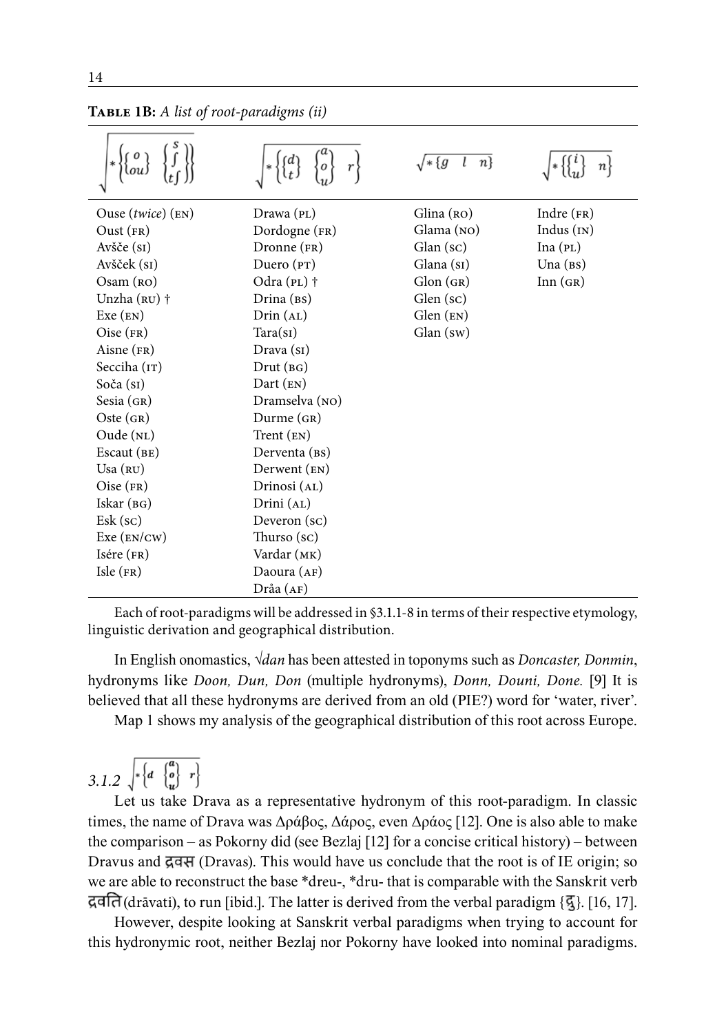**Table 1B:** *A list of root-paradigms (ii)*

| $\sqrt{*\left\{\begin{Bmatrix} o \\ ou \end{Bmatrix} \begin{Bmatrix} s \\ ʃ \\ tʃ \end{Bmatrix}\right\}}$ | $\sqrt{*\left\{\begin{Bmatrix} \{d\} \\ \{t\} \end{Bmatrix} \begin{Bmatrix} a \\ o \\ u \end{Bmatrix} \; r\right\}}$ | $\sqrt{*\{g \;\; l \;\; n\}}$ | $\sqrt{*\left\{\begin{Bmatrix} \{i\} \\ \{u\} \end{Bmatrix} \; n\right\}}$ |
|---|---|---|---|
| Ouse (*twice*) (EN) | Drawa (PL) | Glina (RO) | Indre (FR) |
| Oust (FR) | Dordogne (FR) | Glama (NO) | Indus (IN) |
| Avšče (SI) | Dronne (FR) | Glan (SC) | Ina (PL) |
| Avšček (SI) | Duero (PT) | Glana (SI) | Una (BS) |
| Osam (RO) | Odra (PL) † | Glon (GR) | Inn (GR) |
| Unzha (RU) † | Drina (BS) | Glen (SC) | |
| Exe (EN) | Drin (AL) | Glen (EN) | |
| Oise (FR) | Tara(SI) | Glan (SW) | |
| Aisne (FR) | Drava (SI) | | |
| Secciha (IT) | Drut (BG) | | |
| Soča (SI) | Dart (EN) | | |
| Sesia (GR) | Dramselva (NO) | | |
| Oste (GR) | Durme (GR) | | |
| Oude (NL) | Trent (EN) | | |
| Escaut (BE) | Derventa (BS) | | |
| Usa (RU) | Derwent (EN) | | |
| Oise (FR) | Drinosi (AL) | | |
| Iskar (BG) | Drini (AL) | | |
| Esk (SC) | Deveron (SC) | | |
| Exe (EN/CW) | Thurso (SC) | | |
| Isére (FR) | Vardar (MK) | | |
| Isle (FR) | Daoura (AF) | | |
| | Dråa (AF) | | |

Each of root-paradigms will be addressed in §3.1.1-8 in terms of their respective etymology, linguistic derivation and geographical distribution.

In English onomastics, √*dan* has been attested in toponyms such as *Doncaster, Donmin*, hydronyms like *Doon, Dun, Don* (multiple hydronyms), *Donn, Douni, Done.* [9] It is believed that all these hydronyms are derived from an old (PIE?) word for 'water, river'.

Map 1 shows my analysis of the geographical distribution of this root across Europe.

### *3.1.2* $\sqrt{*\left\{d \begin{Bmatrix} a \\ o \\ u \end{Bmatrix} r\right\}}$

Let us take Drava as a representative hydronym of this root-paradigm. In classic times, the name of Drava was Δράβος, Δάρος, even Δράος [12]. One is also able to make the comparison – as Pokorny did (see Bezlaj [12] for a concise critical history) – between Dravus and द्रवस (Dravas). This would have us conclude that the root is of IE origin; so we are able to reconstruct the base *dreu-, *dru- that is comparable with the Sanskrit verb द्रवति (drāvati), to run [ibid.]. The latter is derived from the verbal paradigm {द्रु}. [16, 17].

However, despite looking at Sanskrit verbal paradigms when trying to account for this hydronymic root, neither Bezlaj nor Pokorny have looked into nominal paradigms.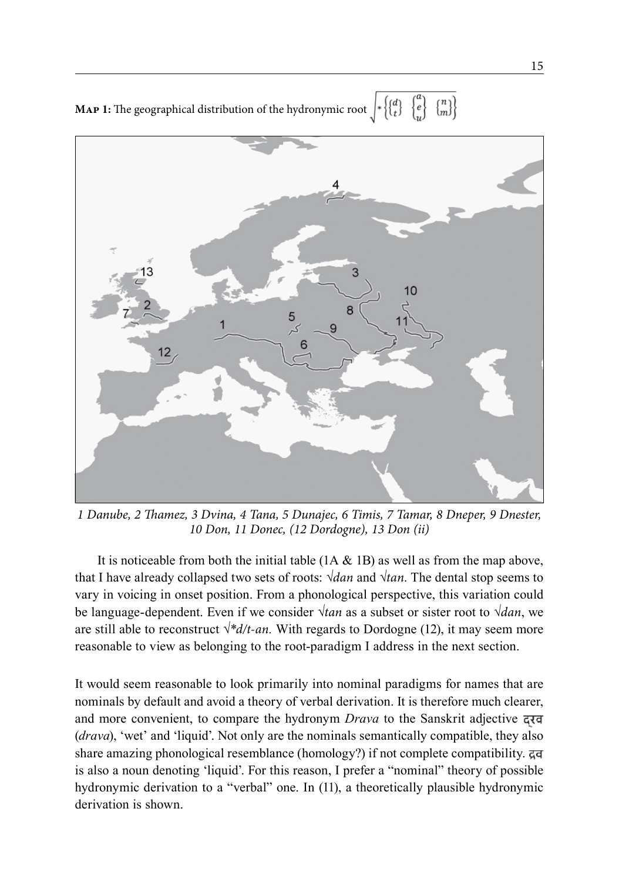**Map 1:** The geographical distribution of the hydronymic root $\sqrt{*\left\{\begin{Bmatrix}d\\t\end{Bmatrix}\;\begin{Bmatrix}a\\e\\u\end{Bmatrix}\;\begin{Bmatrix}n\\m\end{Bmatrix}\right\}}$

*1 Danube, 2 Thamez, 3 Dvina, 4 Tana, 5 Dunajec, 6 Timis, 7 Tamar, 8 Dneper, 9 Dnester, 10 Don, 11 Donec, (12 Dordogne), 13 Don (ii)*

It is noticeable from both the initial table (1A & 1B) as well as from the map above, that I have already collapsed two sets of roots: √*dan* and √*tan*. The dental stop seems to vary in voicing in onset position. From a phonological perspective, this variation could be language-dependent. Even if we consider √*tan* as a subset or sister root to √*dan*, we are still able to reconstruct √*\*d/t-an.* With regards to Dordogne (12), it may seem more reasonable to view as belonging to the root-paradigm I address in the next section.

It would seem reasonable to look primarily into nominal paradigms for names that are nominals by default and avoid a theory of verbal derivation. It is therefore much clearer, and more convenient, to compare the hydronym *Drava* to the Sanskrit adjective द्रव (*drava*), 'wet' and 'liquid'. Not only are the nominals semantically compatible, they also share amazing phonological resemblance (homology?) if not complete compatibility. द्रव is also a noun denoting 'liquid'. For this reason, I prefer a "nominal" theory of possible hydronymic derivation to a "verbal" one. In (11), a theoretically plausible hydronymic derivation is shown.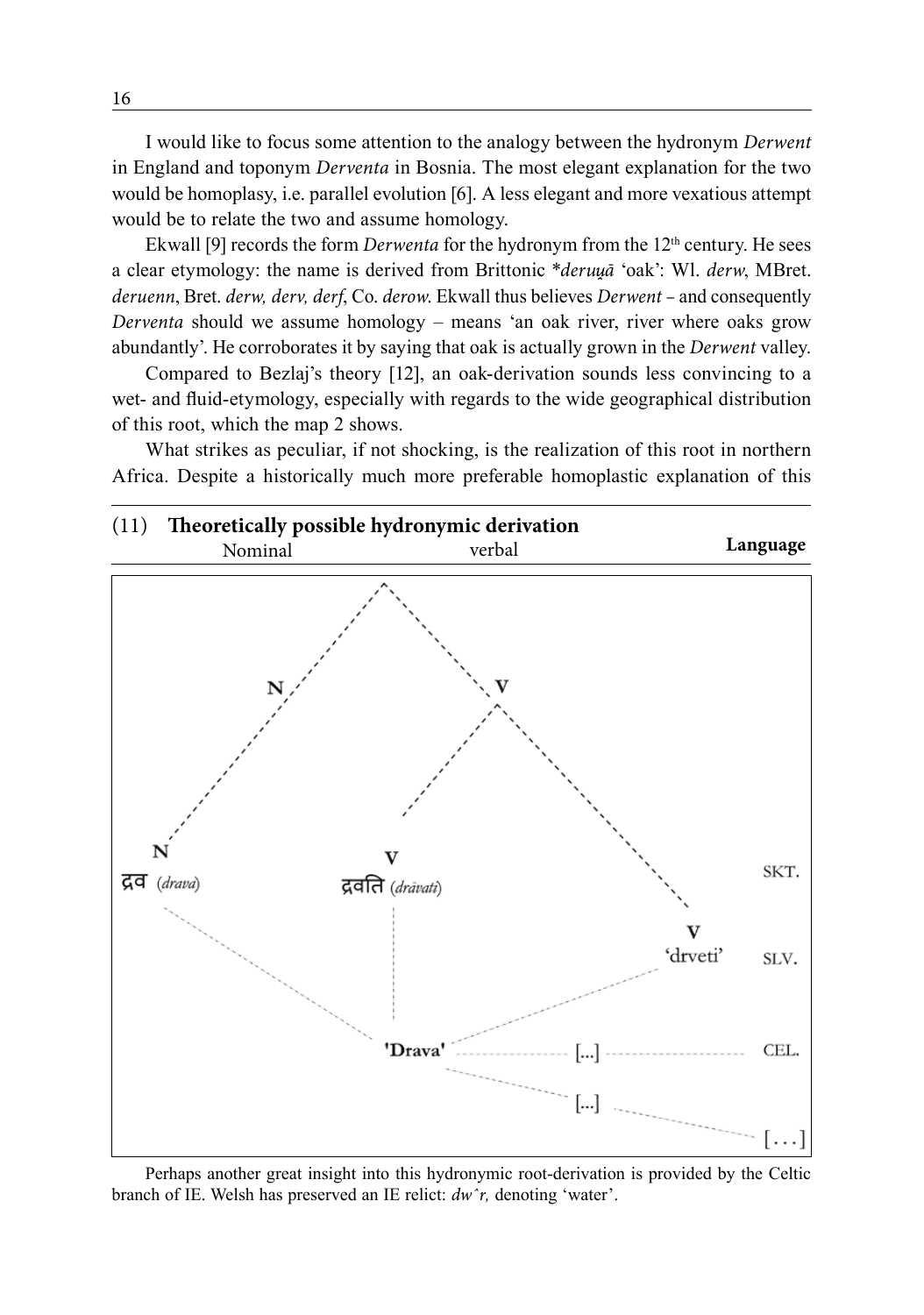I would like to focus some attention to the analogy between the hydronym *Derwent* in England and toponym *Derventa* in Bosnia. The most elegant explanation for the two would be homoplasy, i.e. parallel evolution [6]. A less elegant and more vexatious attempt would be to relate the two and assume homology.

Ekwall [9] records the form *Derwenta* for the hydronym from the 12[th] century. He sees a clear etymology: the name is derived from Brittonic \**deruu̯ā* 'oak': Wl. *derw*, MBret. *deruenn*, Bret. *derw, derv, derf*, Co. *derow*. Ekwall thus believes *Derwent* – and consequently *Derventa* should we assume homology – means 'an oak river, river where oaks grow abundantly'. He corroborates it by saying that oak is actually grown in the *Derwent* valley.

Compared to Bezlaj's theory [12], an oak-derivation sounds less convincing to a wet- and fluid-etymology, especially with regards to the wide geographical distribution of this root, which the map 2 shows.

What strikes as peculiar, if not shocking, is the realization of this root in northern Africa. Despite a historically much more preferable homoplastic explanation of this

(11) **Theoretically possible hydronymic derivation**

Nominal | verbal | **Language**

N | V

N द्रव (*drava*) | V द्रवति (*drávati*) | SKT.

V 'drveti' | SLV.

**'Drava'** [...] | CEL.

[...] [...]

Perhaps another great insight into this hydronymic root-derivation is provided by the Celtic branch of IE. Welsh has preserved an IE relict: *dwˆr,* denoting 'water'.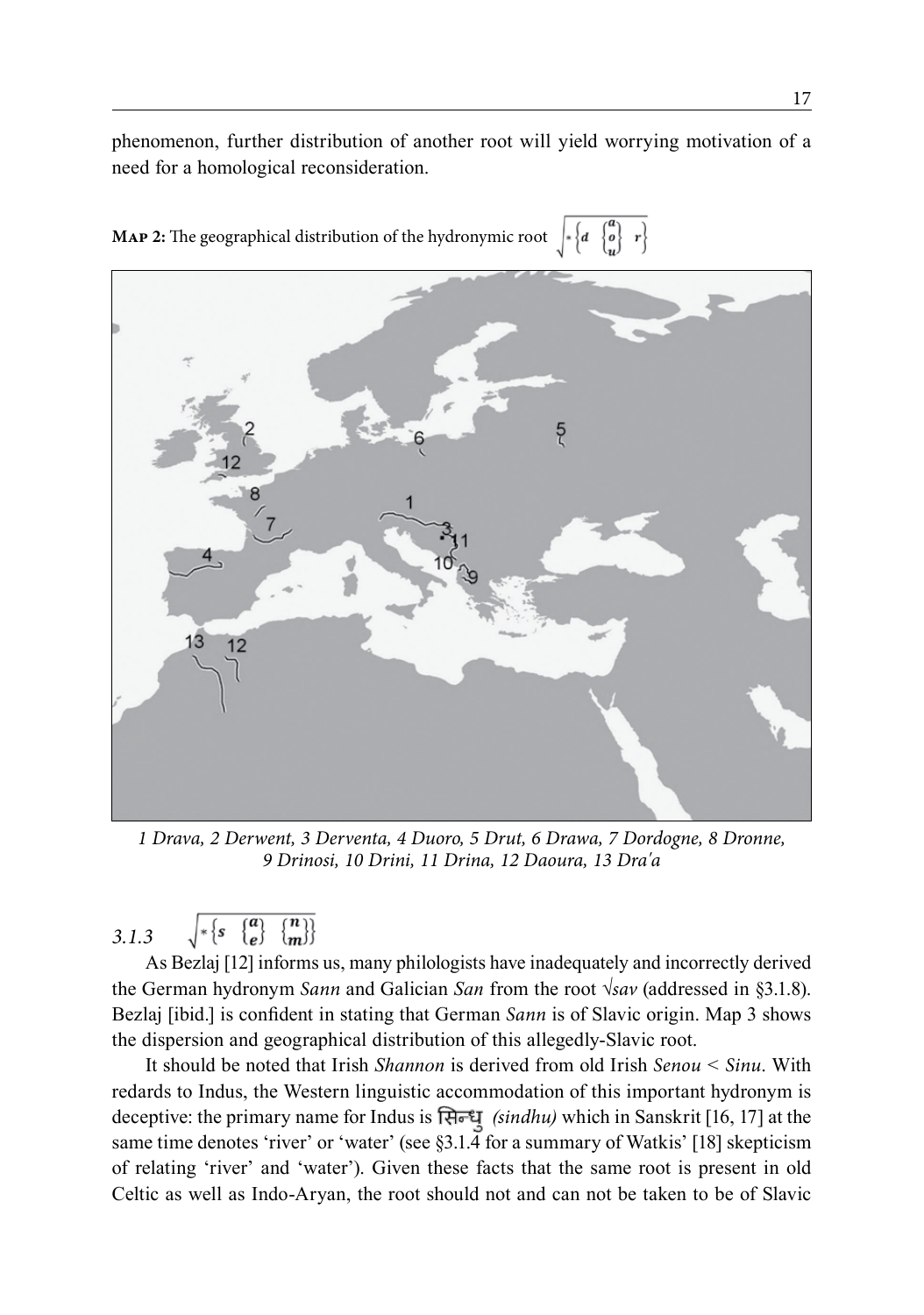phenomenon, further distribution of another root will yield worrying motivation of a need for a homological reconsideration.

**Map 2:** The geographical distribution of the hydronymic root $\sqrt{*\left\{d \;\; \begin{Bmatrix} a \\ o \\ u \end{Bmatrix} \;\; r\right\}}$

*1 Drava, 2 Derwent, 3 Derventa, 4 Duoro, 5 Drut, 6 Drawa, 7 Dordogne, 8 Dronne, 9 Drinosi, 10 Drini, 11 Drina, 12 Daoura, 13 Dra'a*

### *3.1.3* $\sqrt{*\left\{s \;\; \begin{Bmatrix} a \\ e \end{Bmatrix} \;\; \begin{Bmatrix} n \\ m \end{Bmatrix}\right\}}$

As Bezlaj [12] informs us, many philologists have inadequately and incorrectly derived the German hydronym *Sann* and Galician *San* from the root √*sav* (addressed in §3.1.8). Bezlaj [ibid.] is confident in stating that German *Sann* is of Slavic origin. Map 3 shows the dispersion and geographical distribution of this allegedly-Slavic root.

It should be noted that Irish *Shannon* is derived from old Irish *Senou* < *Sinu*. With redards to Indus, the Western linguistic accommodation of this important hydronym is deceptive: the primary name for Indus is सिन्धु *(sindhu)* which in Sanskrit [16, 17] at the same time denotes 'river' or 'water' (see §3.1.4 for a summary of Watkis' [18] skepticism of relating 'river' and 'water'). Given these facts that the same root is present in old Celtic as well as Indo-Aryan, the root should not and can not be taken to be of Slavic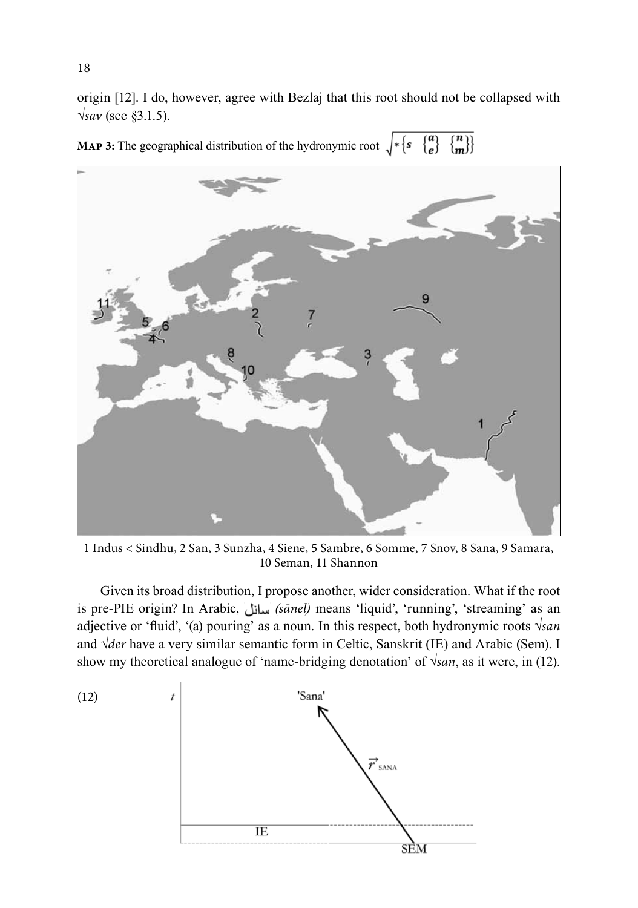origin [12]. I do, however, agree with Bezlaj that this root should not be collapsed with √*sav* (see §3.1.5).

**Map 3:** The geographical distribution of the hydronymic root $\sqrt{*\left\{s \quad \begin{Bmatrix} a \\ e \end{Bmatrix} \quad \begin{Bmatrix} n \\ m \end{Bmatrix}\right\}}$

1 Indus < Sindhu, 2 San, 3 Sunzha, 4 Siene, 5 Sambre, 6 Somme, 7 Snov, 8 Sana, 9 Samara, 10 Seman, 11 Shannon

Given its broad distribution, I propose another, wider consideration. What if the root is pre-PIE origin? In Arabic, سائل *(sānel)* means 'liquid', 'running', 'streaming' as an adjective or 'fluid', '(a) pouring' as a noun. In this respect, both hydronymic roots √*san* and √*der* have a very similar semantic form in Celtic, Sanskrit (IE) and Arabic (Sem). I show my theoretical analogue of 'name-bridging denotation' of √*san*, as it were, in (12).

(12)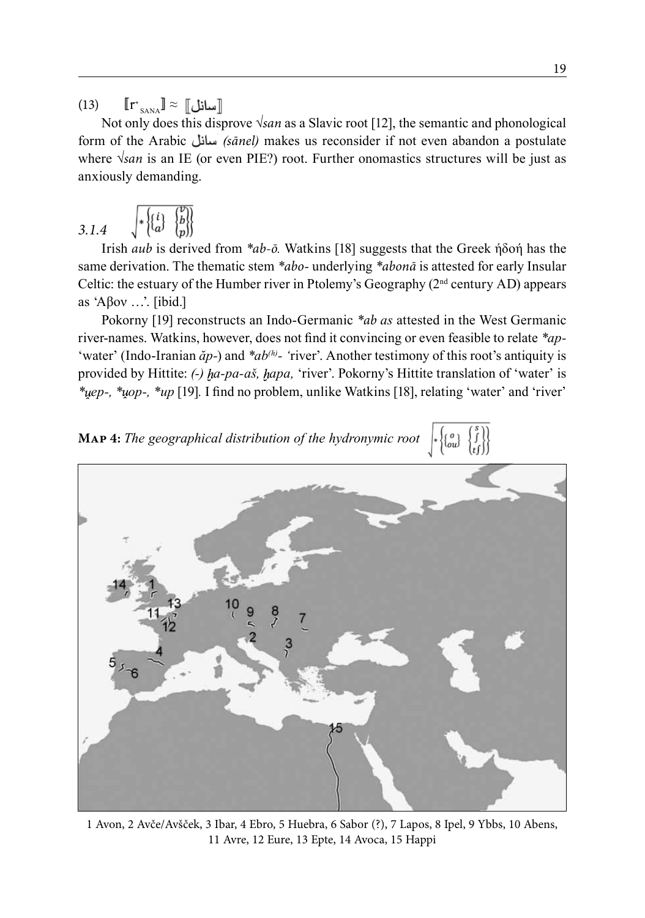(13) $[\![\mathrm{r}^{\cdot}_{\mathrm{SANA}}]\!] \approx [\![$سانل$]\!]$

Not only does this disprove √*san* as a Slavic root [12], the semantic and phonological form of the Arabic سانل *(sānel)* makes us reconsider if not even abandon a postulate where √*san* is an IE (or even PIE?) root. Further onomastics structures will be just as anxiously demanding.

### *3.1.4* $\sqrt{*\begin{Bmatrix}\{i\} & \begin{Bmatrix}v\\b\end{Bmatrix}\\ \{a\} & (p)\end{Bmatrix}}$

Irish *aub* is derived from *\*ab-ō.* Watkins [18] suggests that the Greek ἡδοή has the same derivation. The thematic stem *\*abo-* underlying *\*abonā* is attested for early Insular Celtic: the estuary of the Humber river in Ptolemy's Geography (2nd century AD) appears as 'Αβον …'. [ibid.]

Pokorny [19] reconstructs an Indo-Germanic *\*ab as* attested in the West Germanic river-names. Watkins, however, does not find it convincing or even feasible to relate *\*ap-* 'water' (Indo-Iranian *ăp-*) and *\*ab^(h)-* 'river'. Another testimony of this root's antiquity is provided by Hittite: *(-) ḫa-pa-aš, ḫapa,* 'river'. Pokorny's Hittite translation of 'water' is *\*u̯ep-, \*u̯op-, \*up* [19]. I find no problem, unlike Watkins [18], relating 'water' and 'river'

**Map 4:** *The geographical distribution of the hydronymic root* $\sqrt{*\begin{Bmatrix}\{o\} & \begin{Bmatrix}s\\ʃ\\tʃ\end{Bmatrix}\\ \{ou\} & \end{Bmatrix}}$

1 Avon, 2 Avče/Avšček, 3 Ibar, 4 Ebro, 5 Huebra, 6 Sabor (?), 7 Lapos, 8 Ipel, 9 Ybbs, 10 Abens, 11 Avre, 12 Eure, 13 Epte, 14 Avoca, 15 Happi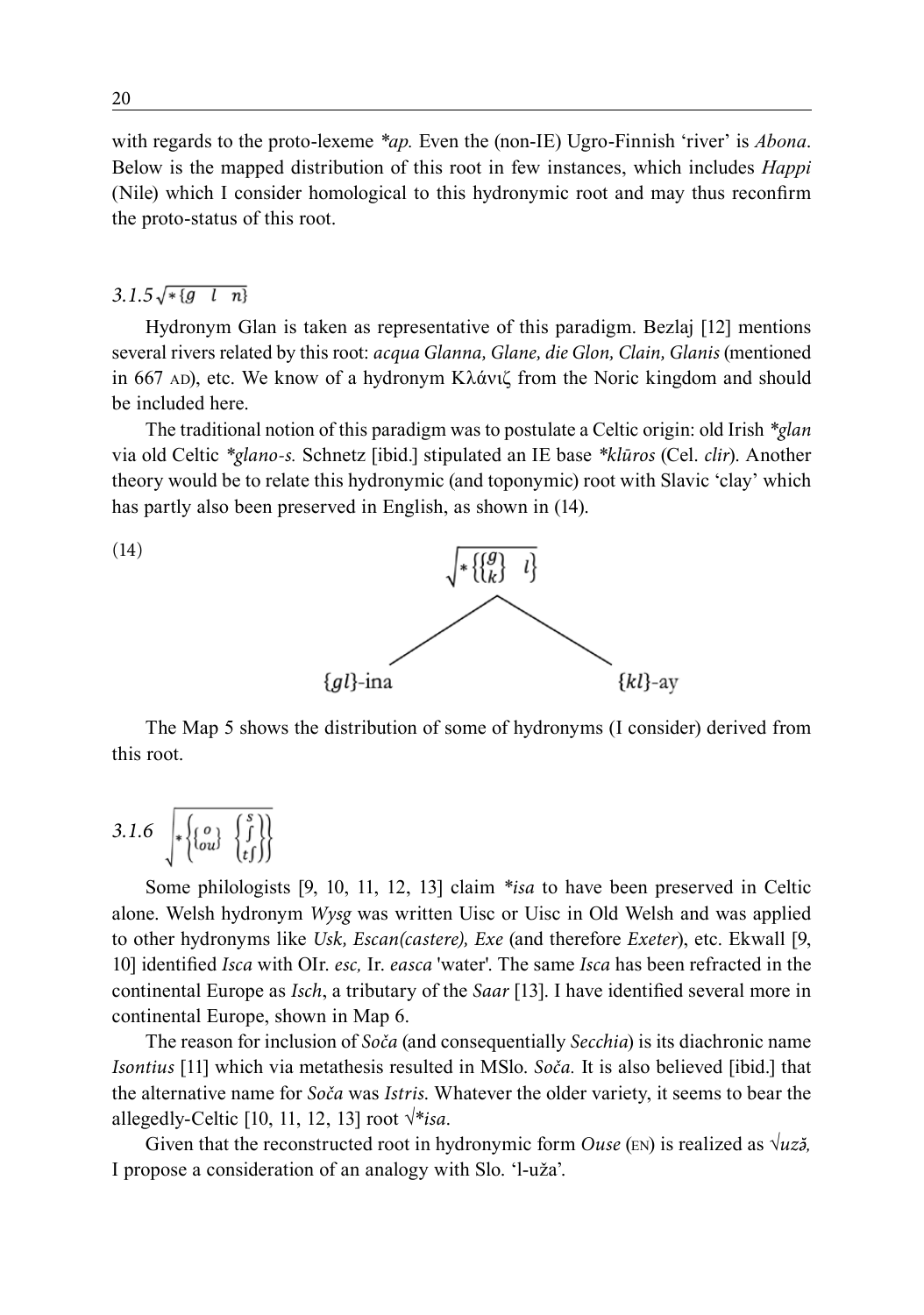with regards to the proto-lexeme *\*ap.* Even the (non-IE) Ugro-Finnish 'river' is *Abona*. Below is the mapped distribution of this root in few instances, which includes *Happi* (Nile) which I consider homological to this hydronymic root and may thus reconfirm the proto-status of this root.

### 3.1.5 $\sqrt{*\{g \quad l \quad n\}}$

Hydronym Glan is taken as representative of this paradigm. Bezlaj [12] mentions several rivers related by this root: *acqua Glanna, Glane, die Glon, Clain, Glanis* (mentioned in 667 AD), etc. We know of a hydronym Κλάνιζ from the Noric kingdom and should be included here.

The traditional notion of this paradigm was to postulate a Celtic origin: old Irish *\*glan* via old Celtic *\*glano-s.* Schnetz [ibid.] stipulated an IE base *\*klūros* (Cel. *clir*). Another theory would be to relate this hydronymic (and toponymic) root with Slavic 'clay' which has partly also been preserved in English, as shown in (14).

(14)

$$\sqrt{*\left\{\begin{Bmatrix} g \\ k \end{Bmatrix} \quad l\right\}}$$

$\{gl\}$-ina $\qquad\qquad$ $\{kl\}$-ay

The Map 5 shows the distribution of some of hydronyms (I consider) derived from this root.

### 3.1.6 $\sqrt{*\left\{\begin{Bmatrix} o \\ ou \end{Bmatrix} \quad \begin{Bmatrix} s \\ ʃ \\ tʃ \end{Bmatrix}\right\}}$

Some philologists [9, 10, 11, 12, 13] claim *\*isa* to have been preserved in Celtic alone. Welsh hydronym *Wysg* was written Uisc or Uisc in Old Welsh and was applied to other hydronyms like *Usk, Escan(castere), Exe* (and therefore *Exeter*), etc. Ekwall [9, 10] identified *Isca* with OIr. *esc,* Ir. *easca* 'water'. The same *Isca* has been refracted in the continental Europe as *Isch*, a tributary of the *Saar* [13]. I have identified several more in continental Europe, shown in Map 6.

The reason for inclusion of *Soča* (and consequentially *Secchia*) is its diachronic name *Isontius* [11] which via metathesis resulted in MSlo. *Soča.* It is also believed [ibid.] that the alternative name for *Soča* was *Istris*. Whatever the older variety, it seems to bear the allegedly-Celtic [10, 11, 12, 13] root √*\*isa*.

Given that the reconstructed root in hydronymic form *Ouse* (EN) is realized as √*uzǝ̆,* I propose a consideration of an analogy with Slo. 'l-uža'.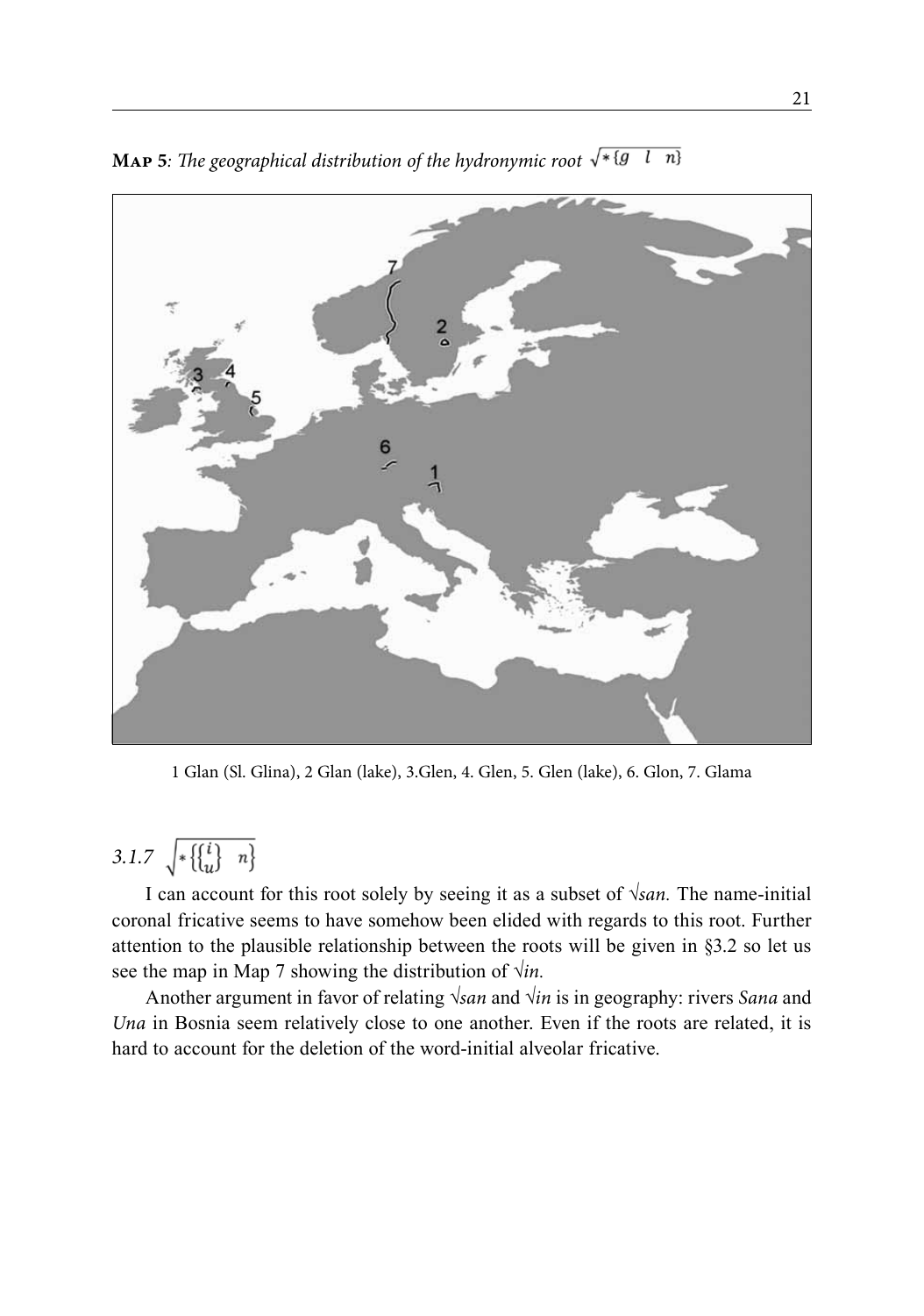**Map 5**: *The geographical distribution of the hydronymic root* $\sqrt{*\{g \quad l \quad n\}}$

1 Glan (Sl. Glina), 2 Glan (lake), 3.Glen, 4. Glen, 5. Glen (lake), 6. Glon, 7. Glama

### *3.1.7* $\sqrt{*\left\{\begin{Bmatrix} i \\ u \end{Bmatrix} \quad n\right\}}$

I can account for this root solely by seeing it as a subset of √*san.* The name-initial coronal fricative seems to have somehow been elided with regards to this root. Further attention to the plausible relationship between the roots will be given in §3.2 so let us see the map in Map 7 showing the distribution of √*in.*

Another argument in favor of relating √*san* and √*in* is in geography: rivers *Sana* and *Una* in Bosnia seem relatively close to one another. Even if the roots are related, it is hard to account for the deletion of the word-initial alveolar fricative.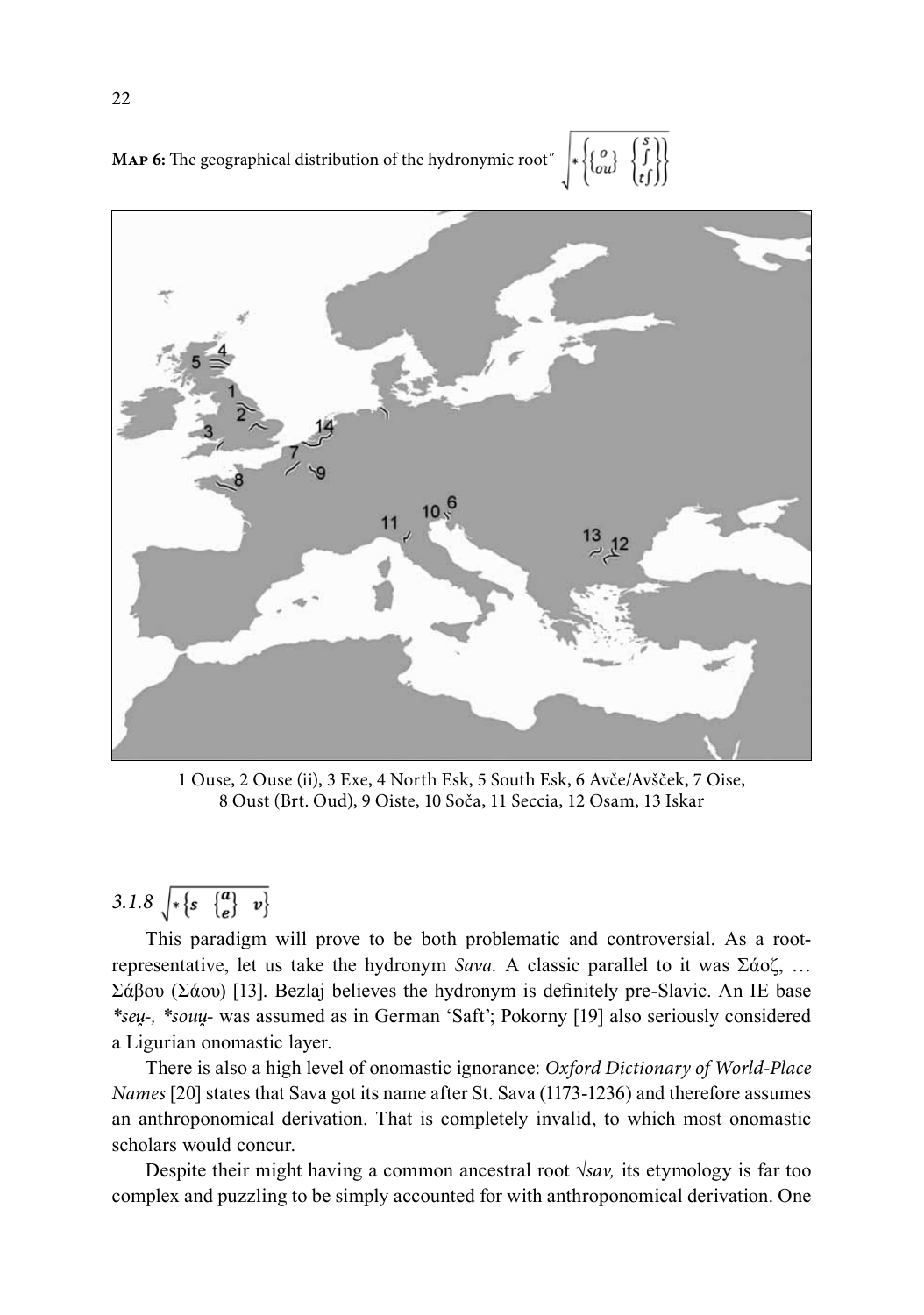**Map 6:** The geographical distribution of the hydronymic root″ $\sqrt{*\left\{\begin{Bmatrix} o \\ ou \end{Bmatrix} \begin{Bmatrix} s \\ ʃ \\ tʃ \end{Bmatrix}\right\}}$

1 Ouse, 2 Ouse (ii), 3 Exe, 4 North Esk, 5 South Esk, 6 Avče/Avšček, 7 Oise, 8 Oust (Brt. Oud), 9 Oiste, 10 Soča, 11 Seccia, 12 Osam, 13 Iskar

### 3.1.8 $\sqrt{*\left\{s \; \begin{Bmatrix} a \\ e \end{Bmatrix} \; v\right\}}$

This paradigm will prove to be both problematic and controversial. As a root-representative, let us take the hydronym *Sava.* A classic parallel to it was Σάοζ, … Σάβου (Σάου) [13]. Bezlaj believes the hydronym is definitely pre-Slavic. An IE base *\*seu̯-, \*sou̯-* was assumed as in German 'Saft'; Pokorny [19] also seriously considered a Ligurian onomastic layer.

There is also a high level of onomastic ignorance: *Oxford Dictionary of World-Place Names* [20] states that Sava got its name after St. Sava (1173-1236) and therefore assumes an anthroponomical derivation. That is completely invalid, to which most onomastic scholars would concur.

Despite their might having a common ancestral root √*sav,* its etymology is far too complex and puzzling to be simply accounted for with anthroponomical derivation. One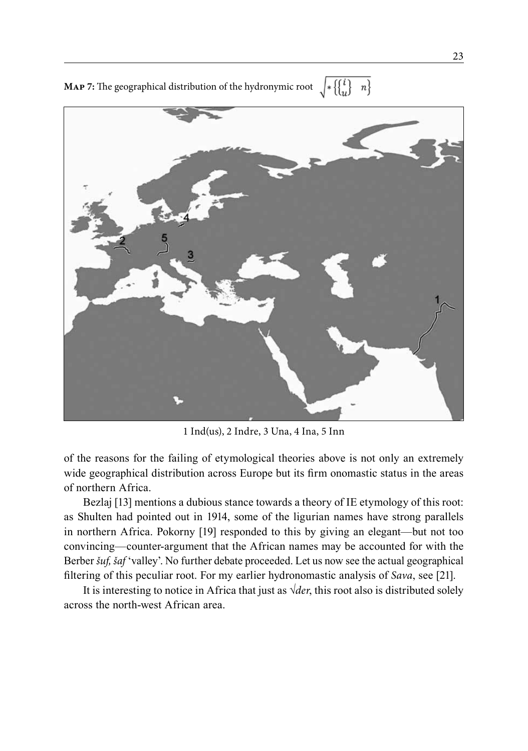**Map 7:** The geographical distribution of the hydronymic root $\sqrt{*\left\{\begin{Bmatrix} i \\ u \end{Bmatrix} \quad n\right\}}$

1 Ind(us), 2 Indre, 3 Una, 4 Ina, 5 Inn

of the reasons for the failing of etymological theories above is not only an extremely wide geographical distribution across Europe but its firm onomastic status in the areas of northern Africa.

Bezlaj [13] mentions a dubious stance towards a theory of IE etymology of this root: as Shulten had pointed out in 1914, some of the ligurian names have strong parallels in northern Africa. Pokorny [19] responded to this by giving an elegant—but not too convincing—counter-argument that the African names may be accounted for with the Berber *šuf, šaf* 'valley'. No further debate proceeded. Let us now see the actual geographical filtering of this peculiar root. For my earlier hydronomastic analysis of *Sava*, see [21].

It is interesting to notice in Africa that just as √*der*, this root also is distributed solely across the north-west African area.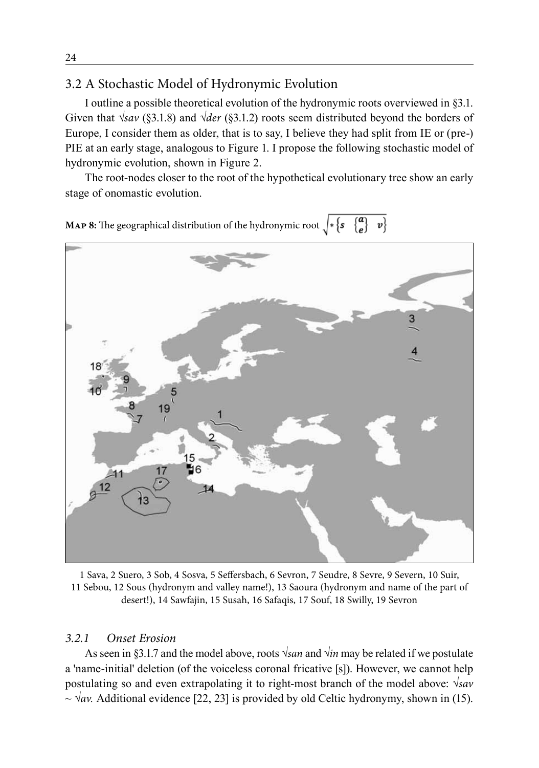## 3.2 A Stochastic Model of Hydronymic Evolution

I outline a possible theoretical evolution of the hydronymic roots overviewed in §3.1. Given that √*sav* (§3.1.8) and √*der* (§3.1.2) roots seem distributed beyond the borders of Europe, I consider them as older, that is to say, I believe they had split from IE or (pre-) PIE at an early stage, analogous to Figure 1. I propose the following stochastic model of hydronymic evolution, shown in Figure 2.

The root-nodes closer to the root of the hypothetical evolutionary tree show an early stage of onomastic evolution.

**Map 8:** The geographical distribution of the hydronymic root $\sqrt{*\left\{s \quad \begin{Bmatrix} a \\ e \end{Bmatrix} \quad v\right\}}$

1 Sava, 2 Suero, 3 Sob, 4 Sosva, 5 Seffersbach, 6 Sevron, 7 Seudre, 8 Sevre, 9 Severn, 10 Suir, 11 Sebou, 12 Sous (hydronym and valley name!), 13 Saoura (hydronym and name of the part of desert!), 14 Sawfajin, 15 Susah, 16 Safaqis, 17 Souf, 18 Swilly, 19 Sevron

### 3.2.1 *Onset Erosion*

As seen in §3.1.7 and the model above, roots √*san* and √*in* may be related if we postulate a 'name-initial' deletion (of the voiceless coronal fricative [s]). However, we cannot help postulating so and even extrapolating it to right-most branch of the model above: √*sav* ~ √*av.* Additional evidence [22, 23] is provided by old Celtic hydronymy, shown in (15).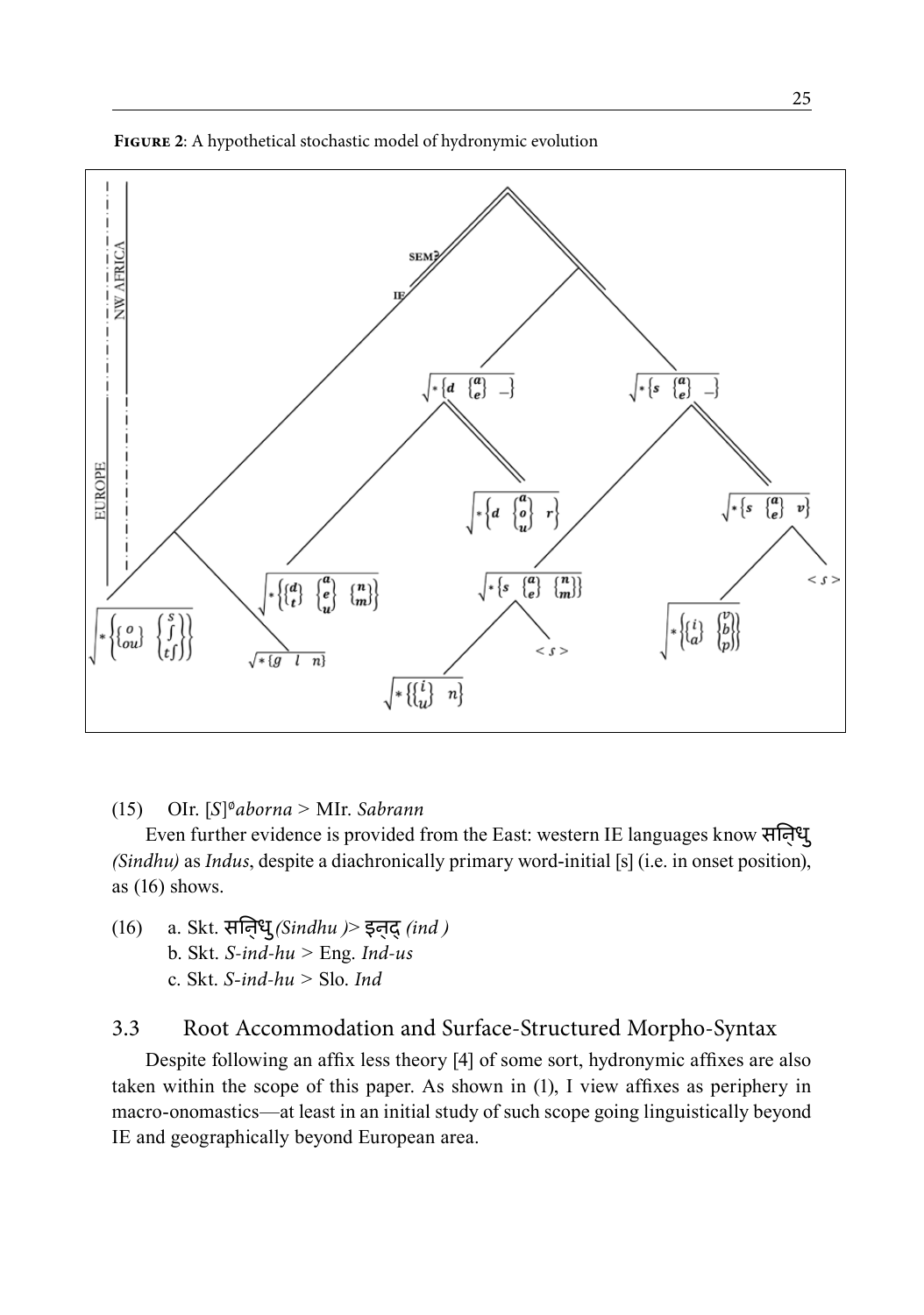**FIGURE 2**: A hypothetical stochastic model of hydronymic evolution

(15) OIr. [*S*]$^{\emptyset}$*aborna* > MIr. *Sabrann*

Even further evidence is provided from the East: western IE languages know सिन्धु *(Sindhu)* as *Indus*, despite a diachronically primary word-initial [s] (i.e. in onset position), as (16) shows.

(16) a. Skt. सिन्धु *(Sindhu )*> इन्द् *(ind )*
b. Skt. *S-ind-hu* > Eng. *Ind-us*
c. Skt. *S-ind-hu* > Slo. *Ind*

### 3.3 Root Accommodation and Surface-Structured Morpho-Syntax

Despite following an affix less theory [4] of some sort, hydronymic affixes are also taken within the scope of this paper. As shown in (1), I view affixes as periphery in macro-onomastics—at least in an initial study of such scope going linguistically beyond IE and geographically beyond European area.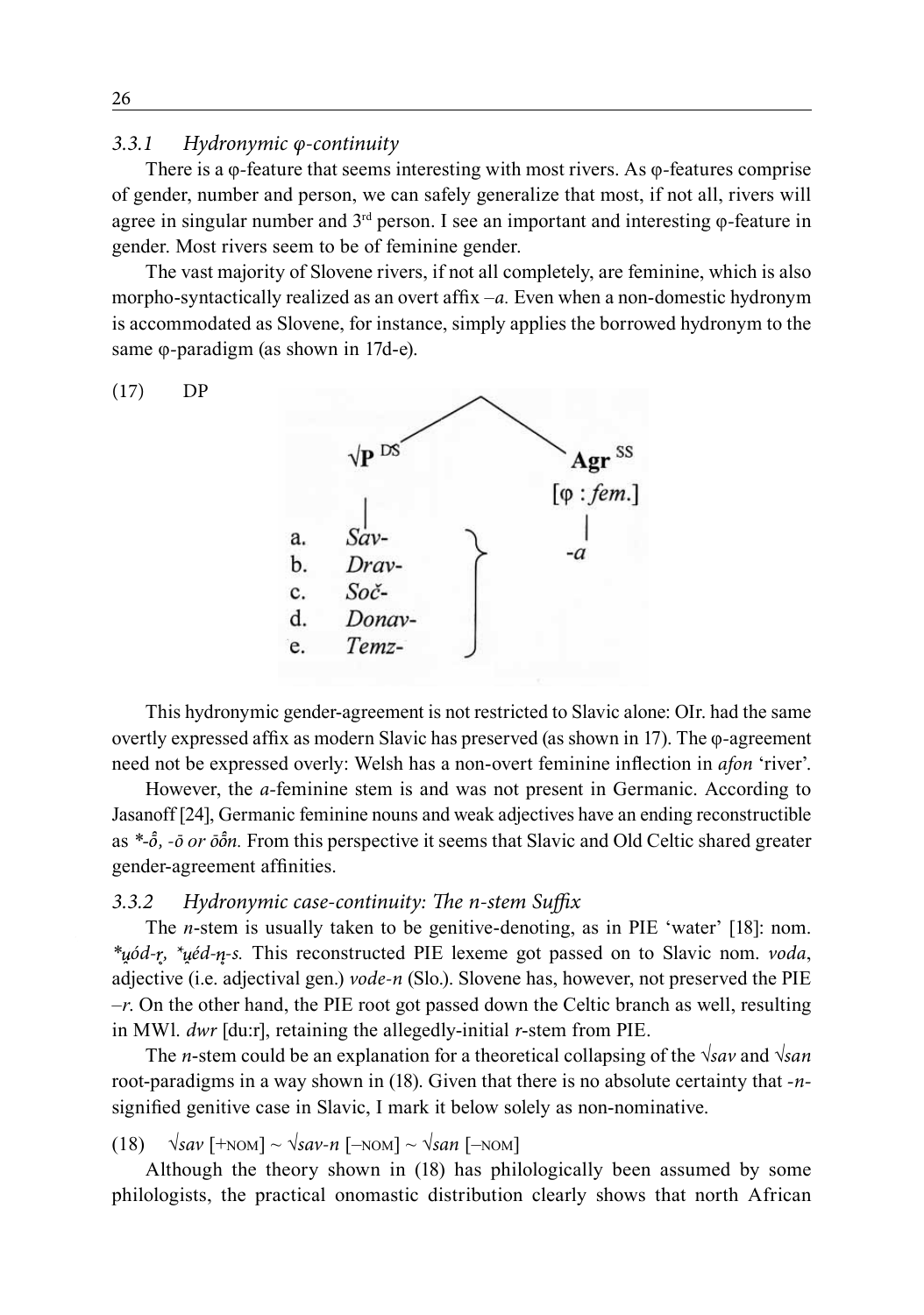### 3.3.1 *Hydronymic φ-continuity*

There is a φ-feature that seems interesting with most rivers. As φ-features comprise of gender, number and person, we can safely generalize that most, if not all, rivers will agree in singular number and 3rd person. I see an important and interesting φ-feature in gender. Most rivers seem to be of feminine gender.

The vast majority of Slovene rivers, if not all completely, are feminine, which is also morpho-syntactically realized as an overt affix *–a.* Even when a non-domestic hydronym is accommodated as Slovene, for instance, simply applies the borrowed hydronym to the same φ-paradigm (as shown in 17d-e).

(17) DP

```
                DP
           /          \
     √P^DS            Agr^SS
       |             [φ : fem.]
  a. Sav-   \             |
  b. Drav-   |           -a
  c. Soč-    }
  d. Donav-  |
  e. Temz-  /
```

This hydronymic gender-agreement is not restricted to Slavic alone: OIr. had the same overtly expressed affix as modern Slavic has preserved (as shown in 17). The φ-agreement need not be expressed overly: Welsh has a non-overt feminine inflection in *afon* 'river'.

However, the *a*-feminine stem is and was not present in Germanic. According to Jasanoff [24], Germanic feminine nouns and weak adjectives have an ending reconstructible as *\*-ô̄, -ō or ōô̄n.* From this perspective it seems that Slavic and Old Celtic shared greater gender-agreement affinities.

### 3.3.2 *Hydronymic case-continuity: The n-stem Suffix*

The *n*-stem is usually taken to be genitive-denoting, as in PIE 'water' [18]: nom. *\*u̯ód-r̥, \*u̯éd-n̥-s.* This reconstructed PIE lexeme got passed on to Slavic nom. *voda*, adjective (i.e. adjectival gen.) *vode-n* (Slo.). Slovene has, however, not preserved the PIE *–r*. On the other hand, the PIE root got passed down the Celtic branch as well, resulting in MWl. *dwr* [du:r], retaining the allegedly-initial *r*-stem from PIE.

The *n*-stem could be an explanation for a theoretical collapsing of the *√sav* and *√san* root-paradigms in a way shown in (18). Given that there is no absolute certainty that *-n-* signified genitive case in Slavic, I mark it below solely as non-nominative.

(18) *√sav* [+NOM] ~ *√sav-n* [–NOM] ~ *√san* [–NOM]

Although the theory shown in (18) has philologically been assumed by some philologists, the practical onomastic distribution clearly shows that north African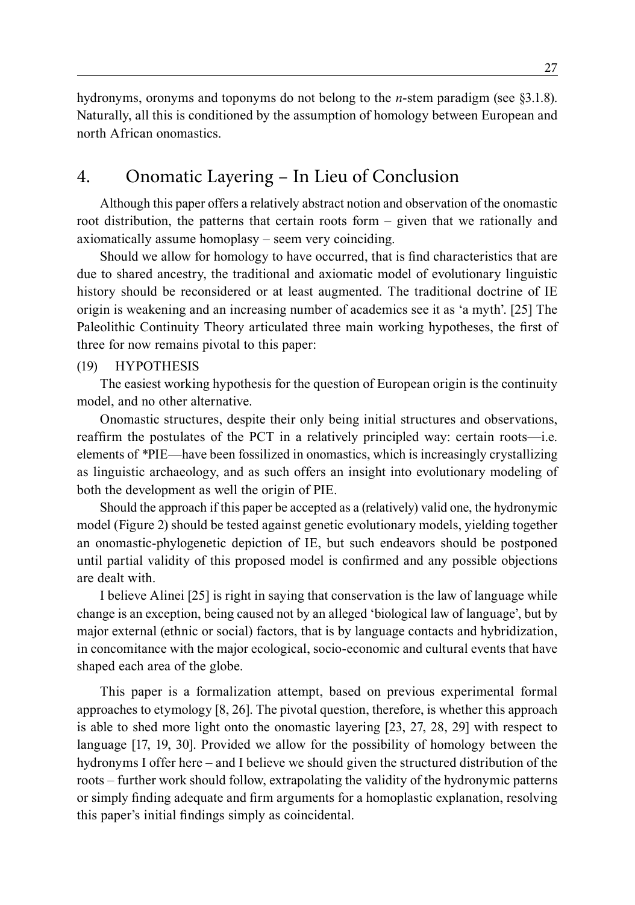hydronyms, oronyms and toponyms do not belong to the *n*-stem paradigm (see §3.1.8). Naturally, all this is conditioned by the assumption of homology between European and north African onomastics.

## 4. Onomatic Layering – In Lieu of Conclusion

Although this paper offers a relatively abstract notion and observation of the onomastic root distribution, the patterns that certain roots form – given that we rationally and axiomatically assume homoplasy – seem very coinciding.

Should we allow for homology to have occurred, that is find characteristics that are due to shared ancestry, the traditional and axiomatic model of evolutionary linguistic history should be reconsidered or at least augmented. The traditional doctrine of IE origin is weakening and an increasing number of academics see it as 'a myth'. [25] The Paleolithic Continuity Theory articulated three main working hypotheses, the first of three for now remains pivotal to this paper:

(19) HYPOTHESIS

The easiest working hypothesis for the question of European origin is the continuity model, and no other alternative.

Onomastic structures, despite their only being initial structures and observations, reaffirm the postulates of the PCT in a relatively principled way: certain roots—i.e. elements of *PIE—have been fossilized in onomastics, which is increasingly crystallizing as linguistic archaeology, and as such offers an insight into evolutionary modeling of both the development as well the origin of PIE.

Should the approach if this paper be accepted as a (relatively) valid one, the hydronymic model (Figure 2) should be tested against genetic evolutionary models, yielding together an onomastic-phylogenetic depiction of IE, but such endeavors should be postponed until partial validity of this proposed model is confirmed and any possible objections are dealt with.

I believe Alinei [25] is right in saying that conservation is the law of language while change is an exception, being caused not by an alleged 'biological law of language', but by major external (ethnic or social) factors, that is by language contacts and hybridization, in concomitance with the major ecological, socio-economic and cultural events that have shaped each area of the globe.

This paper is a formalization attempt, based on previous experimental formal approaches to etymology [8, 26]. The pivotal question, therefore, is whether this approach is able to shed more light onto the onomastic layering [23, 27, 28, 29] with respect to language [17, 19, 30]. Provided we allow for the possibility of homology between the hydronyms I offer here – and I believe we should given the structured distribution of the roots – further work should follow, extrapolating the validity of the hydronymic patterns or simply finding adequate and firm arguments for a homoplastic explanation, resolving this paper's initial findings simply as coincidental.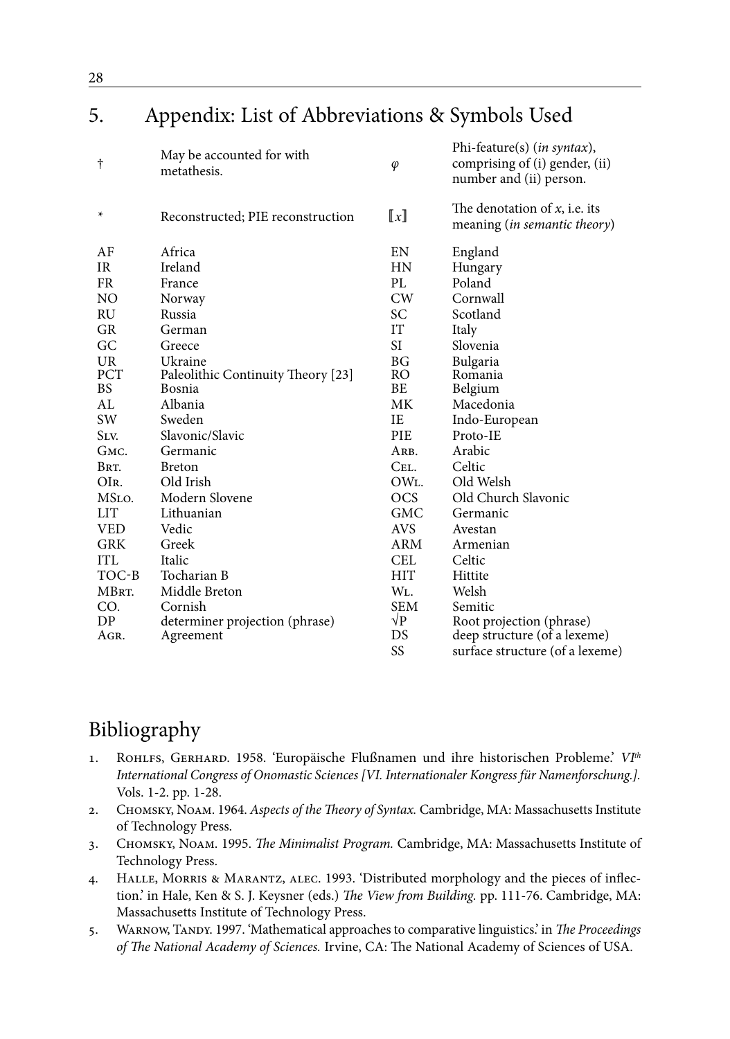## 5. Appendix: List of Abbreviations & Symbols Used

| | | | |
|---|---|---|---|
| † | May be accounted for with metathesis. | $\varphi$ | Phi-feature(s) (*in syntax*), comprising of (i) gender, (ii) number and (ii) person. |
| * | Reconstructed; PIE reconstruction | $[\![x]\!]$ | The denotation of *x*, i.e. its meaning (*in semantic theory*) |
| AF | Africa | EN | England |
| IR | Ireland | HN | Hungary |
| FR | France | PL | Poland |
| NO | Norway | CW | Cornwall |
| RU | Russia | SC | Scotland |
| GR | German | IT | Italy |
| GC | Greece | SI | Slovenia |
| UR | Ukraine | BG | Bulgaria |
| PCT | Paleolithic Continuity Theory [23] | RO | Romania |
| BS | Bosnia | BE | Belgium |
| AL | Albania | MK | Macedonia |
| SW | Sweden | IE | Indo-European |
| Slv. | Slavonic/Slavic | PIE | Proto-IE |
| Gmc. | Germanic | Arb. | Arabic |
| Brt. | Breton | Cel. | Celtic |
| OIr. | Old Irish | OWl. | Old Welsh |
| MSlo. | Modern Slovene | OCS | Old Church Slavonic |
| LIT | Lithuanian | GMC | Germanic |
| VED | Vedic | AVS | Avestan |
| GRK | Greek | ARM | Armenian |
| ITL | Italic | CEL | Celtic |
| TOC-B | Tocharian B | HIT | Hittite |
| MBrt. | Middle Breton | Wl. | Welsh |
| CO. | Cornish | SEM | Semitic |
| DP | determiner projection (phrase) | √P | Root projection (phrase) |
| Agr. | Agreement | DS | deep structure (of a lexeme) |
| | | SS | surface structure (of a lexeme) |

# Bibliography

1. Rohlfs, Gerhard. 1958. 'Europäische Flußnamen und ihre historischen Probleme.' *VI[th] International Congress of Onomastic Sciences [VI. Internationaler Kongress für Namenforschung.].* Vols. 1-2. pp. 1-28.
2. Chomsky, Noam. 1964. *Aspects of the Theory of Syntax.* Cambridge, MA: Massachusetts Institute of Technology Press.
3. Chomsky, Noam. 1995. *The Minimalist Program.* Cambridge, MA: Massachusetts Institute of Technology Press.
4. Halle, Morris & Marantz, alec. 1993. 'Distributed morphology and the pieces of inflection.' in Hale, Ken & S. J. Keysner (eds.) *The View from Building.* pp. 111-76. Cambridge, MA: Massachusetts Institute of Technology Press.
5. Warnow, Tandy. 1997. 'Mathematical approaches to comparative linguistics.' in *The Proceedings of The National Academy of Sciences.* Irvine, CA: The National Academy of Sciences of USA.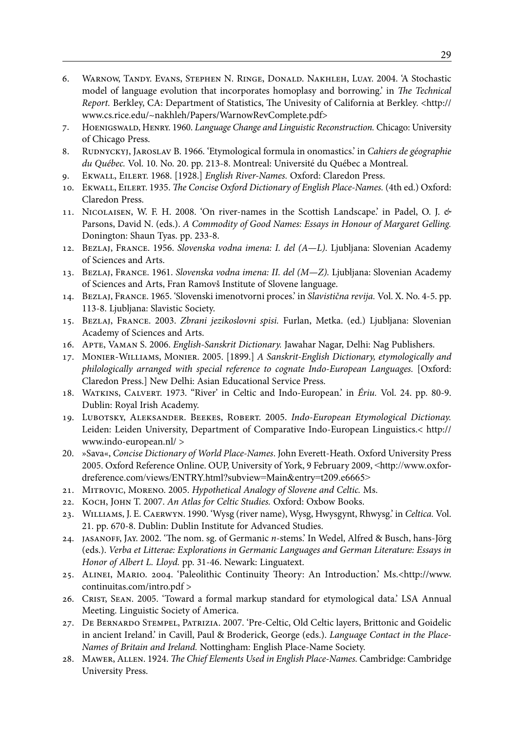6. Warnow, Tandy. Evans, Stephen N. Ringe, Donald. Nakhleh, Luay. 2004. 'A Stochastic model of language evolution that incorporates homoplasy and borrowing.' in *The Technical Report.* Berkley, CA: Department of Statistics, The Univesity of California at Berkley. <http://www.cs.rice.edu/~nakhleh/Papers/WarnowRevComplete.pdf>
7. Hoenigswald, Henry. 1960. *Language Change and Linguistic Reconstruction.* Chicago: University of Chicago Press.
8. Rudnyckyj, Jaroslav B. 1966. 'Etymological formula in onomastics.' in *Cahiers de géographie du Québec.* Vol. 10. No. 20. pp. 213-8. Montreal: Université du Québec a Montreal.
9. Ekwall, Eilert. 1968. [1928.] *English River-Names.* Oxford: Claredon Press.
10. Ekwall, Eilert. 1935. *The Concise Oxford Dictionary of English Place-Names.* (4th ed.) Oxford: Claredon Press.
11. Nicolaisen, W. F. H. 2008. 'On river-names in the Scottish Landscape.' in Padel, O. J. *&* Parsons, David N. (eds.). *A Commodity of Good Names: Essays in Honour of Margaret Gelling.* Donington: Shaun Tyas. pp. 233-8.
12. Bezlaj, France. 1956. *Slovenska vodna imena: I. del (A—L).* Ljubljana: Slovenian Academy of Sciences and Arts.
13. Bezlaj, France. 1961. *Slovenska vodna imena: II. del (M—Z).* Ljubljana: Slovenian Academy of Sciences and Arts, Fran Ramovš Institute of Slovene language.
14. Bezlaj, France. 1965. 'Slovenski imenotvorni proces.' in *Slavistična revija.* Vol. X. No. 4-5. pp. 113-8. Ljubljana: Slavistic Society.
15. Bezlaj, France. 2003. *Zbrani jezikoslovni spisi.* Furlan, Metka. (ed.) Ljubljana: Slovenian Academy of Sciences and Arts.
16. Apte, Vaman S. 2006. *English-Sanskrit Dictionary.* Jawahar Nagar, Delhi: Nag Publishers.
17. Monier-Williams, Monier. 2005. [1899.] *A Sanskrit-English Dictionary, etymologically and philologically arranged with special reference to cognate Indo-European Languages.* [Oxford: Claredon Press.] New Delhi: Asian Educational Service Press.
18. Watkins, Calvert. 1973. "River' in Celtic and Indo-European.' in *Ériu.* Vol. 24. pp. 80-9. Dublin: Royal Irish Academy.
19. Lubotsky, Aleksander. Beekes, Robert. 2005. *Indo-European Etymological Dictionay.* Leiden: Leiden University, Department of Comparative Indo-European Linguistics.< http://www.indo-european.nl/ >
20. »Sava«, *Concise Dictionary of World Place-Names*. John Everett-Heath. Oxford University Press 2005. Oxford Reference Online. OUP, University of York, 9 February 2009, <http://www.oxfordreference.com/views/ENTRY.html?subview=Main&entry=t209.e6665>
21. Mitrovic, Moreno. 2005. *Hypothetical Analogy of Slovene and Celtic.* Ms.
22. Koch, John T. 2007. *An Atlas for Celtic Studies.* Oxford: Oxbow Books.
23. Williams, J. E. Caerwyn. 1990. 'Wysg (river name), Wysg, Hwysgynt, Rhwysg.' in *Celtica.* Vol. 21. pp. 670-8. Dublin: Dublin Institute for Advanced Studies.
24. jasanoff, Jay. 2002. 'The nom. sg. of Germanic *n*-stems.' In Wedel, Alfred & Busch, hans-Jörg (eds.). *Verba et Litterae: Explorations in Germanic Languages and German Literature: Essays in Honor of Albert L. Lloyd.* pp. 31-46. Newark: Linguatext.
25. Alinei, Mario. 2004. 'Paleolithic Continuity Theory: An Introduction.' Ms.<http://www.continuitas.com/intro.pdf >
26. Crist, Sean. 2005. 'Toward a formal markup standard for etymological data.' LSA Annual Meeting. Linguistic Society of America.
27. De Bernardo Stempel, Patrizia. 2007. 'Pre-Celtic, Old Celtic layers, Brittonic and Goidelic in ancient Ireland.' in Cavill, Paul & Broderick, George (eds.). *Language Contact in the Place-Names of Britain and Ireland.* Nottingham: English Place-Name Society.
28. Mawer, Allen. 1924. *The Chief Elements Used in English Place-Names.* Cambridge: Cambridge University Press.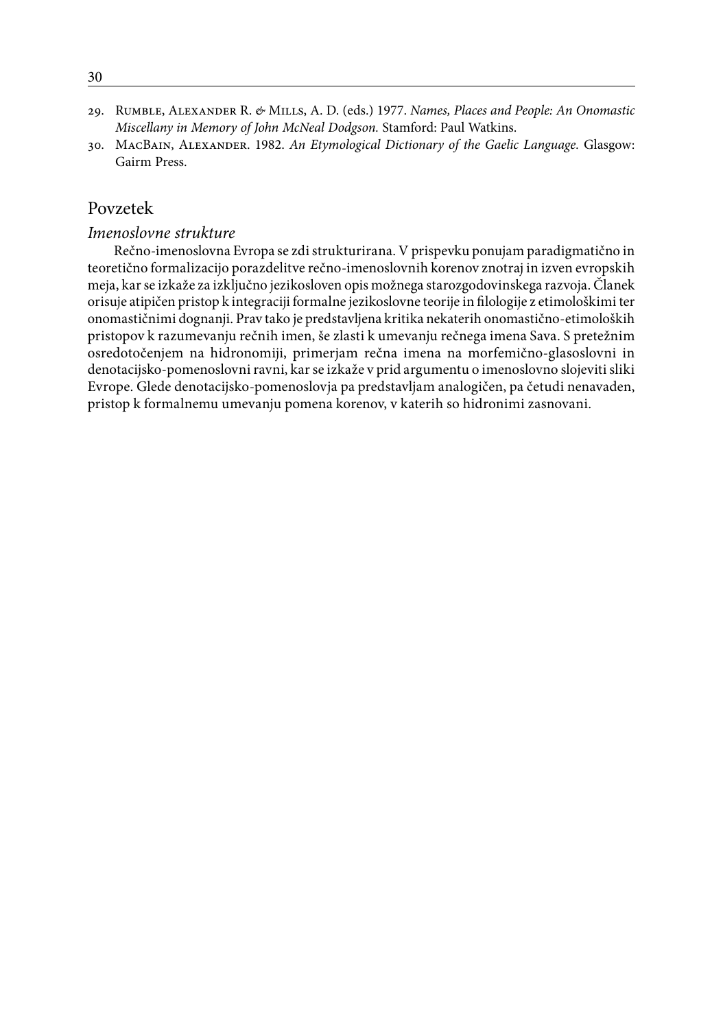29. Rumble, Alexander R. & Mills, A. D. (eds.) 1977. *Names, Places and People: An Onomastic Miscellany in Memory of John McNeal Dodgson.* Stamford: Paul Watkins.
30. MacBain, Alexander. 1982. *An Etymological Dictionary of the Gaelic Language.* Glasgow: Gairm Press.

## Povzetek

### *Imenoslovne strukture*

Rečno-imenoslovna Evropa se zdi strukturirana. V prispevku ponujam paradigmatično in teoretično formalizacijo porazdelitve rečno-imenoslovnih korenov znotraj in izven evropskih meja, kar se izkaže za izključno jezikosloven opis možnega starozgodovinskega razvoja. Članek orisuje atipičen pristop k integraciji formalne jezikoslovne teorije in filologije z etimološkimi ter onomastičnimi dognanji. Prav tako je predstavljena kritika nekaterih onomastično-etimoloških pristopov k razumevanju rečnih imen, še zlasti k umevanju rečnega imena Sava. S pretežnim osredotočenjem na hidronomiji, primerjam rečna imena na morfemično-glasoslovni in denotacijsko-pomenoslovni ravni, kar se izkaže v prid argumentu o imenoslovno slojeviti sliki Evrope. Glede denotacijsko-pomenoslovja pa predstavljam analogičen, pa četudi nenavaden, pristop k formalnemu umevanju pomena korenov, v katerih so hidronimi zasnovani.